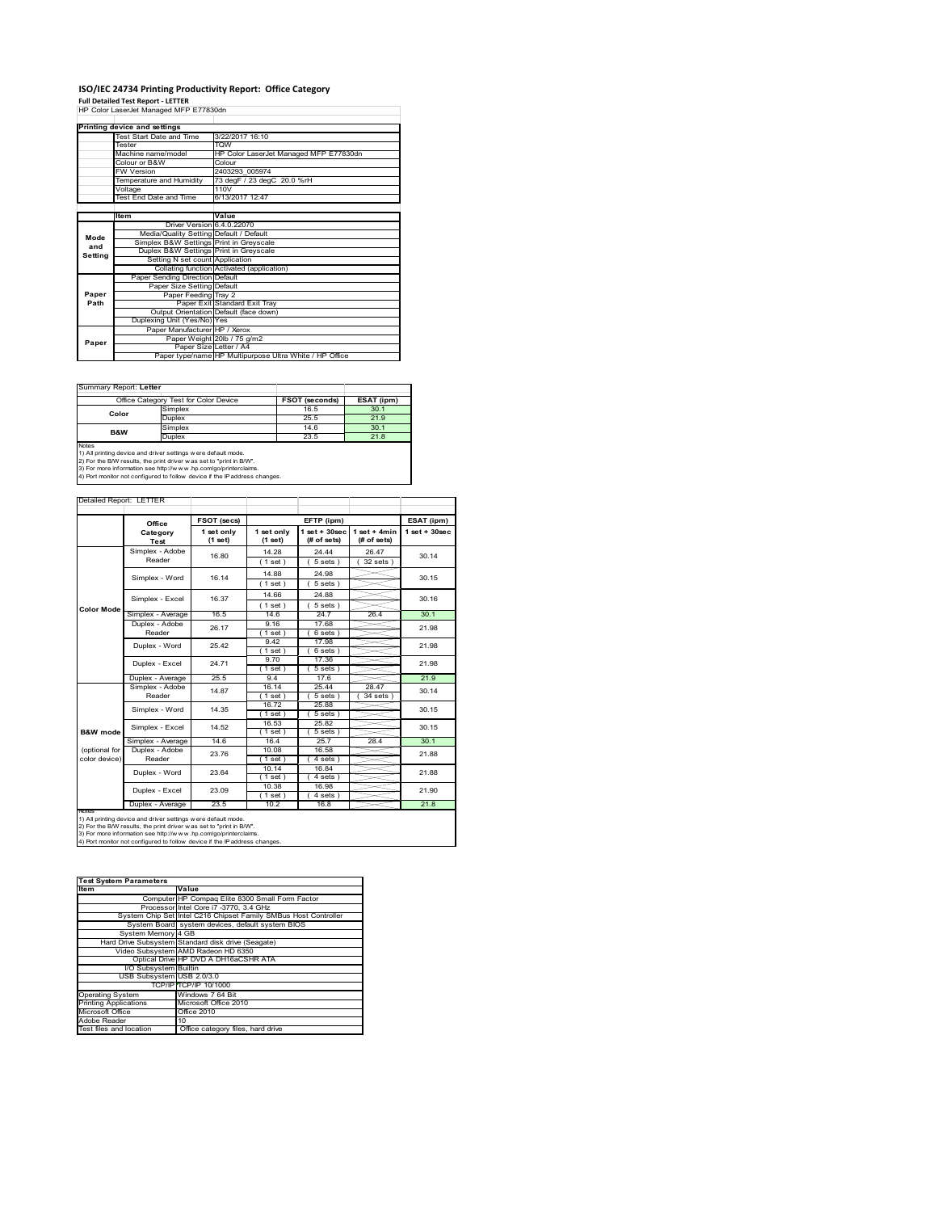# ISO/IEC 24734 Printing Productivity Report: Office Category

**Full Detailed Test Report - LETTER**

HP Color LaserJet Managed MFP E77830dn

| Printing device and settings | |
|---|---|
| Test Start Date and Time | 3/22/2017 16:10 |
| Tester | TQW |
| Machine name/model | HP Color LaserJet Managed MFP E77830dn |
| Colour or B&W | Colour |
| FW Version | 2403293_005974 |
| Temperature and Humidity | 73 degF / 23 degC 20.0 %rH |
| Voltage | 110V |
| Test End Date and Time | 6/13/2017 12:47 |

| | Item | Value |
|---|---|---|
| Mode and Setting | Driver Version | 6.4.0.22070 |
| | Media/Quality Setting | Default / Default |
| | Simplex B&W Settings | Print in Greyscale |
| | Duplex B&W Settings | Print in Greyscale |
| | Setting N set count | Application |
| | Collating function | Activated (application) |
| Paper Path | Paper Sending Direction | Default |
| | Paper Size Setting | Default |
| | Paper Feeding | Tray 2 |
| | Paper Exit | Standard Exit Tray |
| | Output Orientation | Default (face down) |
| | Duplexing Unit (Yes/No) | Yes |
| Paper | Paper Manufacturer | HP / Xerox |
| | Paper Weight | 20lb / 75 g/m2 |
| | Paper Size | Letter / A4 |
| | Paper type/name | HP Multipurpose Ultra White / HP Office |

Summary Report: **Letter**

| Office Category Test for Color Device | | FSOT (seconds) | ESAT (ipm) |
|---|---|---|---|
| Color | Simplex | 16.5 | 30.1 |
| | Duplex | 25.5 | 21.9 |
| B&W | Simplex | 14.6 | 30.1 |
| | Duplex | 23.5 | 21.8 |

Notes
1) All printing device and driver settings were default mode.
2) For the B/W results, the print driver was set to "print in B/W".
3) For more information see http://www.hp.com/go/printerclaims.
4) Port monitor not configured to follow device if the IP address changes.

Detailed Report: LETTER

| | Office Category Test | FSOT (secs) 1 set only (1 set) | EFTP (ipm) 1 set only (1 set) | EFTP (ipm) 1 set + 30sec (# of sets) | EFTP (ipm) 1 set + 4min (# of sets) | ESAT (ipm) 1 set + 30sec |
|---|---|---|---|---|---|---|
| Color Mode | Simplex - Adobe Reader | 16.80 | 14.28 (1 set) | 24.44 (5 sets) | 26.47 (32 sets) | 30.14 |
| | Simplex - Word | 16.14 | 14.88 (1 set) | 24.98 (5 sets) | | 30.15 |
| | Simplex - Excel | 16.37 | 14.66 (1 set) | 24.88 (5 sets) | | 30.16 |
| | Simplex - Average | 16.5 | 14.6 | 24.7 | 26.4 | 30.1 |
| | Duplex - Adobe Reader | 26.17 | 9.16 (1 set) | 17.68 (6 sets) | | 21.98 |
| | Duplex - Word | 25.42 | 9.42 (1 set) | 17.98 (6 sets) | | 21.98 |
| | Duplex - Excel | 24.71 | 9.70 (1 set) | 17.36 (5 sets) | | 21.98 |
| | Duplex - Average | 25.5 | 9.4 | 17.6 | | 21.9 |
| B&W mode (optional for color device) | Simplex - Adobe Reader | 14.87 | 16.14 (1 set) | 25.44 (5 sets) | 28.47 (34 sets) | 30.14 |
| | Simplex - Word | 14.35 | 16.72 (1 set) | 25.88 (5 sets) | | 30.15 |
| | Simplex - Excel | 14.52 | 16.53 (1 set) | 25.82 (5 sets) | | 30.15 |
| | Simplex - Average | 14.6 | 16.4 | 25.7 | 28.4 | 30.1 |
| | Duplex - Adobe Reader | 23.76 | 10.08 (1 set) | 16.58 (4 sets) | | 21.88 |
| | Duplex - Word | 23.64 | 10.14 (1 set) | 16.84 (4 sets) | | 21.88 |
| | Duplex - Excel | 23.09 | 10.38 (1 set) | 16.98 (4 sets) | | 21.90 |
| | Duplex - Average | 23.5 | 10.2 | 16.8 | | 21.8 |

Notes
1) All printing device and driver settings were default mode.
2) For the B/W results, the print driver was set to "print in B/W".
3) For more information see http://www.hp.com/go/printerclaims.
4) Port monitor not configured to follow device if the IP address changes.

| Test System Parameters | |
|---|---|
| **Item** | **Value** |
| Computer | HP Compaq Elite 8300 Small Form Factor |
| Processor | Intel Core i7 -3770, 3.4 GHz |
| System Chip Set | Intel C216 Chipset Family SMBus Host Controller |
| System Board | system devices, default system BIOS |
| System Memory | 4 GB |
| Hard Drive Subsystem | Standard disk drive (Seagate) |
| Video Subsystem | AMD Radeon HD 6350 |
| Optical Drive | HP DVD A DH16aCSHR ATA |
| I/O Subsystem | Builtin |
| USB Subsystem | USB 2.0/3.0 |
| TCP/IP | TCP/IP 10/1000 |
| Operating System | Windows 7 64 Bit |
| Printing Applications | Microsoft Office 2010 |
| Microsoft Office | Office 2010 |
| Adobe Reader | 10 |
| Test files and location | Office category files, hard drive |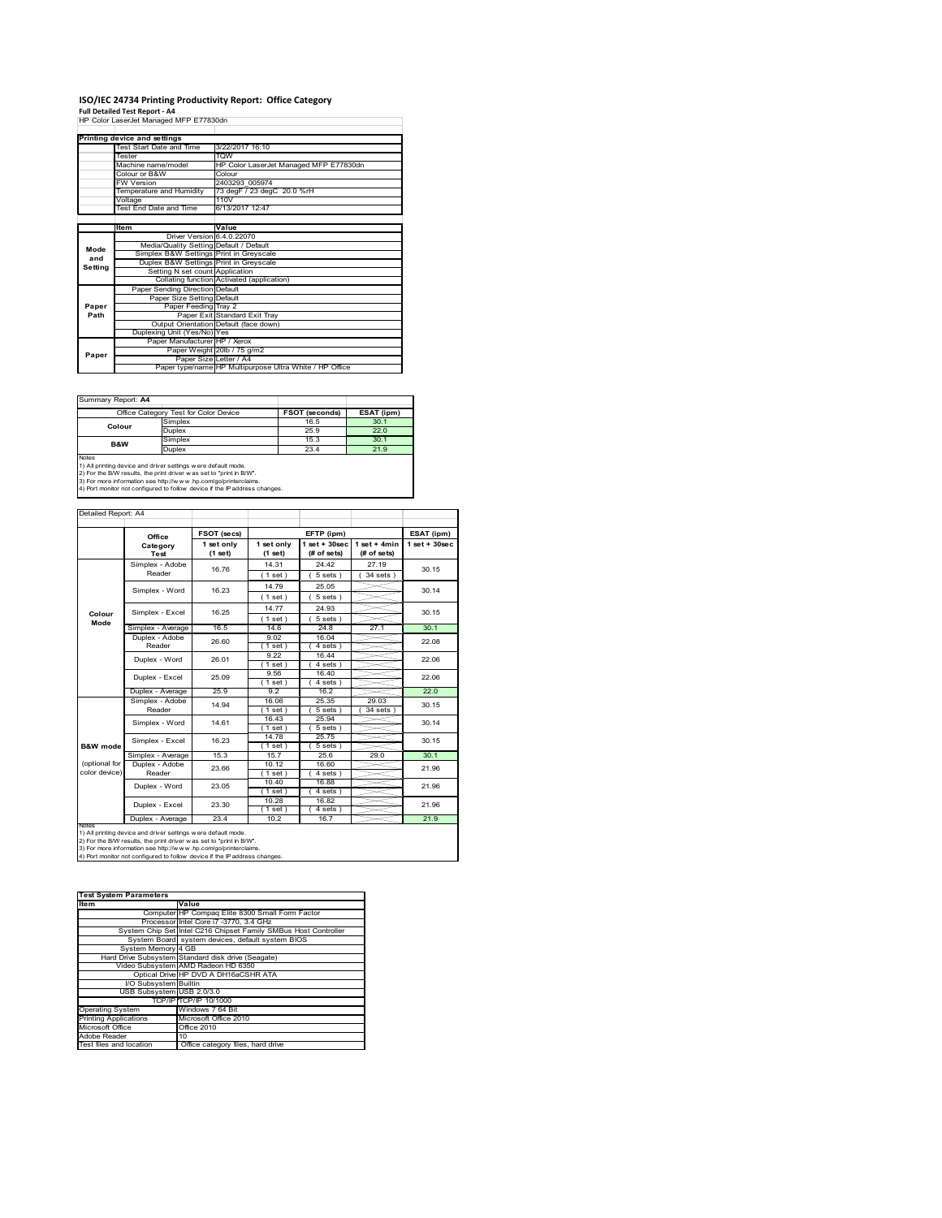# ISO/IEC 24734 Printing Productivity Report: Office Category

**Full Detailed Test Report - A4**

HP Color LaserJet Managed MFP E77830dn

| Printing device and settings | |
|---|---|
| Test Start Date and Time | 3/22/2017 16:10 |
| Tester | TQW |
| Machine name/model | HP Color LaserJet Managed MFP E77830dn |
| Colour or B&W | Colour |
| FW Version | 2403293_005974 |
| Temperature and Humidity | 73 degF / 23 degC 20.0 %rH |
| Voltage | 110V |
| Test End Date and Time | 6/13/2017 12:47 |

| | Item | Value |
|---|---|---|
| Mode and Setting | Driver Version | 6.4.0.22070 |
| | Media/Quality Setting | Default / Default |
| | Simplex B&W Settings | Print in Greyscale |
| | Duplex B&W Settings | Print in Greyscale |
| | Setting N set count | Application |
| | Collating function | Activated (application) |
| Paper Path | Paper Sending Direction | Default |
| | Paper Size Setting | Default |
| | Paper Feeding | Tray 2 |
| | Paper Exit | Standard Exit Tray |
| | Output Orientation | Default (face down) |
| | Duplexing Unit (Yes/No) | Yes |
| Paper | Paper Manufacturer | HP / Xerox |
| | Paper Weight | 20lb / 75 g/m2 |
| | Paper Size | Letter / A4 |
| | Paper type/name | HP Multipurpose Ultra White / HP Office |

Summary Report: **A4**

| Office Category Test for Color Device | | FSOT (seconds) | ESAT (ipm) |
|---|---|---|---|
| Colour | Simplex | 16.5 | 30.1 |
| | Duplex | 25.9 | 22.0 |
| B&W | Simplex | 15.3 | 30.1 |
| | Duplex | 23.4 | 21.9 |

Notes
1) All printing device and driver settings were default mode.
2) For the B/W results, the print driver was set to "print in B/W".
3) For more information see http://www.hp.com/go/printerclaims.
4) Port monitor not configured to follow device if the IP address changes.

Detailed Report: A4

| | Office Category Test | FSOT (secs) 1 set only (1 set) | EFTP (ipm) 1 set only (1 set) | EFTP (ipm) 1 set + 30sec (# of sets) | EFTP (ipm) 1 set + 4min (# of sets) | ESAT (ipm) 1 set + 30sec |
|---|---|---|---|---|---|---|
| Colour Mode | Simplex - Adobe Reader | 16.76 | 14.31 (1 set) | 24.42 (5 sets) | 27.19 (34 sets) | 30.15 |
| | Simplex - Word | 16.23 | 14.79 (1 set) | 25.05 (5 sets) | | 30.14 |
| | Simplex - Excel | 16.25 | 14.77 (1 set) | 24.93 (5 sets) | | 30.15 |
| | Simplex - Average | 16.5 | 14.6 | 24.8 | 27.1 | 30.1 |
| | Duplex - Adobe Reader | 26.60 | 9.02 (1 set) | 16.04 (4 sets) | | 22.08 |
| | Duplex - Word | 26.01 | 9.22 (1 set) | 16.44 (4 sets) | | 22.06 |
| | Duplex - Excel | 25.09 | 9.56 (1 set) | 16.40 (4 sets) | | 22.06 |
| | Duplex - Average | 25.9 | 9.2 | 16.2 | | 22.0 |
| B&W mode (optional for color device) | Simplex - Adobe Reader | 14.94 | 16.06 (1 set) | 25.35 (5 sets) | 29.03 (34 sets) | 30.15 |
| | Simplex - Word | 14.61 | 16.43 (1 set) | 25.94 (5 sets) | | 30.14 |
| | Simplex - Excel | 16.23 | 14.78 (1 set) | 25.75 (5 sets) | | 30.15 |
| | Simplex - Average | 15.3 | 15.7 | 25.6 | 29.0 | 30.1 |
| | Duplex - Adobe Reader | 23.66 | 10.12 (1 set) | 16.60 (4 sets) | | 21.96 |
| | Duplex - Word | 23.05 | 10.40 (1 set) | 16.88 (4 sets) | | 21.96 |
| | Duplex - Excel | 23.30 | 10.28 (1 set) | 16.82 (4 sets) | | 21.96 |
| | Duplex - Average | 23.4 | 10.2 | 16.7 | | 21.9 |

Notes
1) All printing device and driver settings were default mode.
2) For the B/W results, the print driver was set to "print in B/W".
3) For more information see http://www.hp.com/go/printerclaims.
4) Port monitor not configured to follow device if the IP address changes.

| Test System Parameters | |
|---|---|
| **Item** | **Value** |
| Computer | HP Compaq Elite 8300 Small Form Factor |
| Processor | Intel Core i7 -3770, 3.4 GHz |
| System Chip Set | Intel C216 Chipset Family SMBus Host Controller |
| System Board | system devices, default system BIOS |
| System Memory | 4 GB |
| Hard Drive Subsystem | Standard disk drive (Seagate) |
| Video Subsystem | AMD Radeon HD 6350 |
| Optical Drive | HP DVD A DH16aCSHR ATA |
| I/O Subsystem | Builtin |
| USB Subsystem | USB 2.0/3.0 |
| TCP/IP | TCP/IP 10/1000 |
| Operating System | Windows 7 64 Bit |
| Printing Applications | Microsoft Office 2010 |
| Microsoft Office | Office 2010 |
| Adobe Reader | 10 |
| Test files and location | Office category files, hard drive |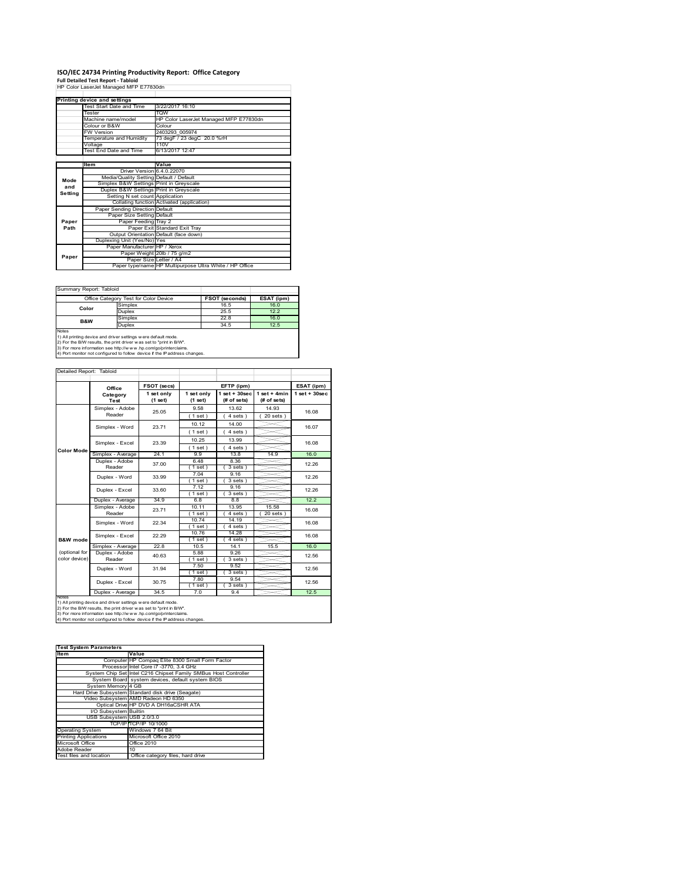# ISO/IEC 24734 Printing Productivity Report: Office Category

**Full Detailed Test Report - Tabloid**

HP Color LaserJet Managed MFP E77830dn

| Printing device and settings | |
|---|---|
| Test Start Date and Time | 3/22/2017 16:10 |
| Tester | TQW |
| Machine name/model | HP Color LaserJet Managed MFP E77830dn |
| Colour or B&W | Colour |
| FW Version | 2403293_005974 |
| Temperature and Humidity | 73 degF / 23 degC 20.0 %rH |
| Voltage | 110V |
| Test End Date and Time | 6/13/2017 12:47 |

| | Item | Value |
|---|---|---|
| Mode and Setting | Driver Version | 6.4.0.22070 |
| | Media/Quality Setting | Default / Default |
| | Simplex B&W Settings | Print in Greyscale |
| | Duplex B&W Settings | Print in Greyscale |
| | Setting N set count | Application |
| | Collating function | Activated (application) |
| Paper Path | Paper Sending Direction | Default |
| | Paper Size Setting | Default |
| | Paper Feeding | Tray 2 |
| | Paper Exit | Standard Exit Tray |
| | Output Orientation | Default (face down) |
| | Duplexing Unit (Yes/No) | Yes |
| Paper | Paper Manufacturer | HP / Xerox |
| | Paper Weight | 20lb / 75 g/m2 |
| | Paper Size | Letter / A4 |
| | Paper type/name | HP Multipurpose Ultra White / HP Office |

Summary Report: Tabloid

| Office Category Test for Color Device | | FSOT (seconds) | ESAT (ipm) |
|---|---|---|---|
| Color | Simplex | 16.5 | 16.0 |
| | Duplex | 25.5 | 12.2 |
| B&W | Simplex | 22.8 | 16.0 |
| | Duplex | 34.5 | 12.5 |

Notes
1) All printing device and driver settings were default mode.
2) For the B/W results, the print driver was set to "print in B/W".
3) For more information see http://www.hp.com/go/printerclaims.
4) Port monitor not configured to follow device if the IP address changes.

Detailed Report: Tabloid

| | Office Category Test | FSOT (secs) 1 set only (1 set) | EFTP (ipm) 1 set only (1 set) | EFTP (ipm) 1 set + 30sec (# of sets) | EFTP (ipm) 1 set + 4min (# of sets) | ESAT (ipm) 1 set + 30sec |
|---|---|---|---|---|---|---|
| Color Mode | Simplex - Adobe Reader | 25.05 | 9.58 (1 set) | 13.62 (4 sets) | 14.93 (20 sets) | 16.08 |
| | Simplex - Word | 23.71 | 10.12 (1 set) | 14.00 (4 sets) | | 16.07 |
| | Simplex - Excel | 23.39 | 10.25 (1 set) | 13.99 (4 sets) | | 16.08 |
| | Simplex - Average | 24.1 | 9.9 | 13.8 | 14.9 | 16.0 |
| | Duplex - Adobe Reader | 37.00 | 6.48 (1 set) | 8.36 (3 sets) | | 12.26 |
| | Duplex - Word | 33.99 | 7.04 (1 set) | 9.16 (3 sets) | | 12.26 |
| | Duplex - Excel | 33.60 | 7.12 (1 set) | 9.16 (3 sets) | | 12.26 |
| | Duplex - Average | 34.9 | 6.8 | 8.8 | | 12.2 |
| B&W mode (optional for color device) | Simplex - Adobe Reader | 23.71 | 10.11 (1 set) | 13.95 (4 sets) | 15.58 (20 sets) | 16.08 |
| | Simplex - Word | 22.34 | 10.74 (1 set) | 14.19 (4 sets) | | 16.08 |
| | Simplex - Excel | 22.29 | 10.76 (1 set) | 14.28 (4 sets) | | 16.08 |
| | Simplex - Average | 22.8 | 10.5 | 14.1 | 15.5 | 16.0 |
| | Duplex - Adobe Reader | 40.63 | 5.88 (1 set) | 9.26 (3 sets) | | 12.56 |
| | Duplex - Word | 31.94 | 7.50 (1 set) | 9.52 (3 sets) | | 12.56 |
| | Duplex - Excel | 30.75 | 7.80 (1 set) | 9.54 (3 sets) | | 12.56 |
| | Duplex - Average | 34.5 | 7.0 | 9.4 | | 12.5 |

Notes
1) All printing device and driver settings were default mode.
2) For the B/W results, the print driver was set to "print in B/W".
3) For more information see http://www.hp.com/go/printerclaims.
4) Port monitor not configured to follow device if the IP address changes.

| Test System Parameters | |
|---|---|
| Item | Value |
| Computer | HP Compaq Elite 8300 Small Form Factor |
| Processor | Intel Core i7 -3770, 3.4 GHz |
| System Chip Set | Intel C216 Chipset Family SMBus Host Controller |
| System Board | system devices, default system BIOS |
| System Memory | 4 GB |
| Hard Drive Subsystem | Standard disk drive (Seagate) |
| Video Subsystem | AMD Radeon HD 6350 |
| Optical Drive | HP DVD A DH16aCSHR ATA |
| I/O Subsystem | Builtin |
| USB Subsystem | USB 2.0/3.0 |
| TCP/IP | TCP/IP 10/1000 |
| Operating System | Windows 7 64 Bit |
| Printing Applications | Microsoft Office 2010 |
| Microsoft Office | Office 2010 |
| Adobe Reader | 10 |
| Test files and location | Office category files, hard drive |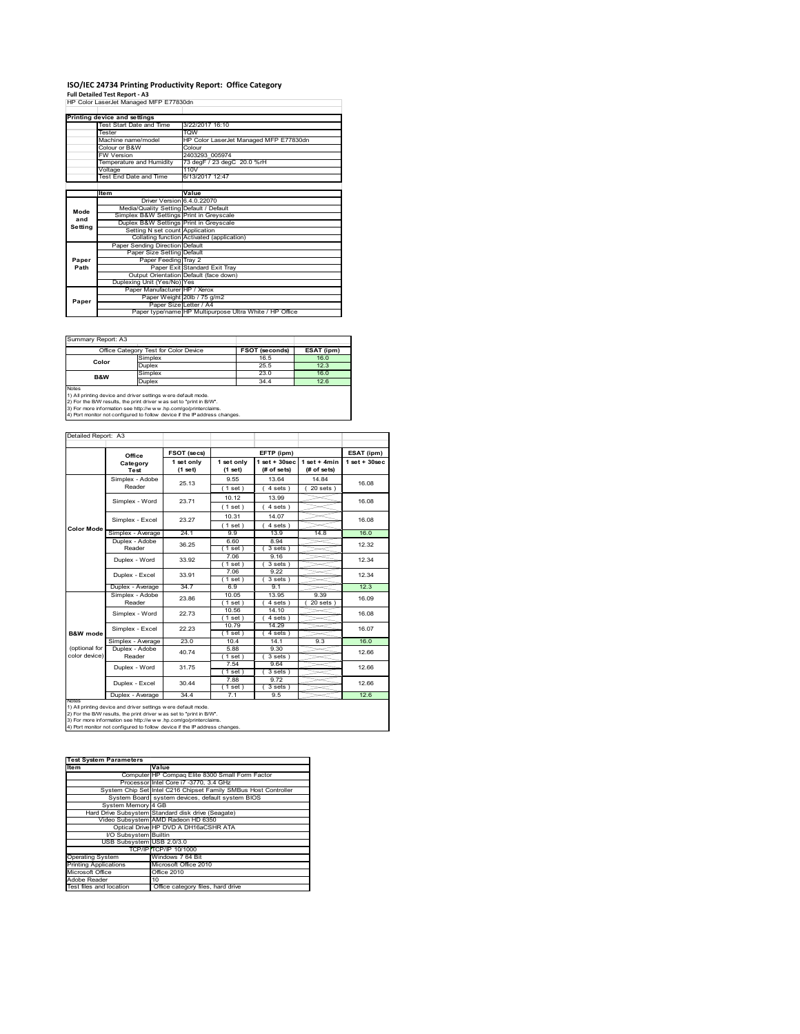# ISO/IEC 24734 Printing Productivity Report: Office Category

**Full Detailed Test Report - A3**

HP Color LaserJet Managed MFP E77830dn

| Printing device and settings | |
|---|---|
| Test Start Date and Time | 3/22/2017 16:10 |
| Tester | TQW |
| Machine name/model | HP Color LaserJet Managed MFP E77830dn |
| Colour or B&W | Colour |
| FW Version | 2403293_005974 |
| Temperature and Humidity | 73 degF / 23 degC 20.0 %rH |
| Voltage | 110V |
| Test End Date and Time | 6/13/2017 12:47 |

| | Item | Value |
|---|---|---|
| Mode and Setting | Driver Version | 6.4.0.22070 |
| | Media/Quality Setting | Default / Default |
| | Simplex B&W Settings | Print in Greyscale |
| | Duplex B&W Settings | Print in Greyscale |
| | Setting N set count | Application |
| | Collating function | Activated (application) |
| Paper Path | Paper Sending Direction | Default |
| | Paper Size Setting | Default |
| | Paper Feeding | Tray 2 |
| | Paper Exit | Standard Exit Tray |
| | Output Orientation | Default (face down) |
| | Duplexing Unit (Yes/No) | Yes |
| Paper | Paper Manufacturer | HP / Xerox |
| | Paper Weight | 20lb / 75 g/m2 |
| | Paper Size | Letter / A4 |
| | Paper type/name | HP Multipurpose Ultra White / HP Office |

Summary Report: A3

| Office Category Test for Color Device | | FSOT (seconds) | ESAT (ipm) |
|---|---|---|---|
| Color | Simplex | 16.5 | 16.0 |
| | Duplex | 25.5 | 12.3 |
| B&W | Simplex | 23.0 | 16.0 |
| | Duplex | 34.4 | 12.6 |

Notes
1) All printing device and driver settings were default mode.
2) For the B/W results, the print driver was set to "print in B/W".
3) For more information see http://www.hp.com/go/printerclaims.
4) Port monitor not configured to follow device if the IP address changes.

Detailed Report: A3

| | Office Category Test | FSOT (secs) 1 set only (1 set) | EFTP (ipm) 1 set only (1 set) | EFTP (ipm) 1 set + 30sec (# of sets) | EFTP (ipm) 1 set + 4min (# of sets) | ESAT (ipm) 1 set + 30sec |
|---|---|---|---|---|---|---|
| Color Mode | Simplex - Adobe Reader | 25.13 | 9.55 (1 set) | 13.64 (4 sets) | 14.84 (20 sets) | 16.08 |
| | Simplex - Word | 23.71 | 10.12 (1 set) | 13.99 (4 sets) | | 16.08 |
| | Simplex - Excel | 23.27 | 10.31 (1 set) | 14.07 (4 sets) | | 16.08 |
| | Simplex - Average | 24.1 | 9.9 | 13.9 | 14.8 | 16.0 |
| | Duplex - Adobe Reader | 36.25 | 6.60 (1 set) | 8.94 (3 sets) | | 12.32 |
| | Duplex - Word | 33.92 | 7.06 (1 set) | 9.16 (3 sets) | | 12.34 |
| | Duplex - Excel | 33.91 | 7.06 (1 set) | 9.22 (3 sets) | | 12.34 |
| | Duplex - Average | 34.7 | 6.9 | 9.1 | | 12.3 |
| B&W mode (optional for color device) | Simplex - Adobe Reader | 23.86 | 10.05 (1 set) | 13.95 (4 sets) | 9.39 (20 sets) | 16.09 |
| | Simplex - Word | 22.73 | 10.56 (1 set) | 14.10 (4 sets) | | 16.08 |
| | Simplex - Excel | 22.23 | 10.79 (1 set) | 14.29 (4 sets) | | 16.07 |
| | Simplex - Average | 23.0 | 10.4 | 14.1 | 9.3 | 16.0 |
| | Duplex - Adobe Reader | 40.74 | 5.88 (1 set) | 9.30 (3 sets) | | 12.66 |
| | Duplex - Word | 31.75 | 7.54 (1 set) | 9.64 (3 sets) | | 12.66 |
| | Duplex - Excel | 30.44 | 7.88 (1 set) | 9.72 (3 sets) | | 12.66 |
| | Duplex - Average | 34.4 | 7.1 | 9.5 | | 12.6 |

Notes
1) All printing device and driver settings were default mode.
2) For the B/W results, the print driver was set to "print in B/W".
3) For more information see http://www.hp.com/go/printerclaims.
4) Port monitor not configured to follow device if the IP address changes.

| Test System Parameters | |
|---|---|
| **Item** | **Value** |
| Computer | HP Compaq Elite 8300 Small Form Factor |
| Processor | Intel Core i7 -3770, 3.4 GHz |
| System Chip Set | Intel C216 Chipset Family SMBus Host Controller |
| System Board | system devices, default system BIOS |
| System Memory | 4 GB |
| Hard Drive Subsystem | Standard disk drive (Seagate) |
| Video Subsystem | AMD Radeon HD 6350 |
| Optical Drive | HP DVD A DH16aCSHR ATA |
| I/O Subsystem | Builtin |
| USB Subsystem | USB 2.0/3.0 |
| TCP/IP | TCP/IP 10/1000 |
| Operating System | Windows 7 64 Bit |
| Printing Applications | Microsoft Office 2010 |
| Microsoft Office | Office 2010 |
| Adobe Reader | 10 |
| Test files and location | Office category files, hard drive |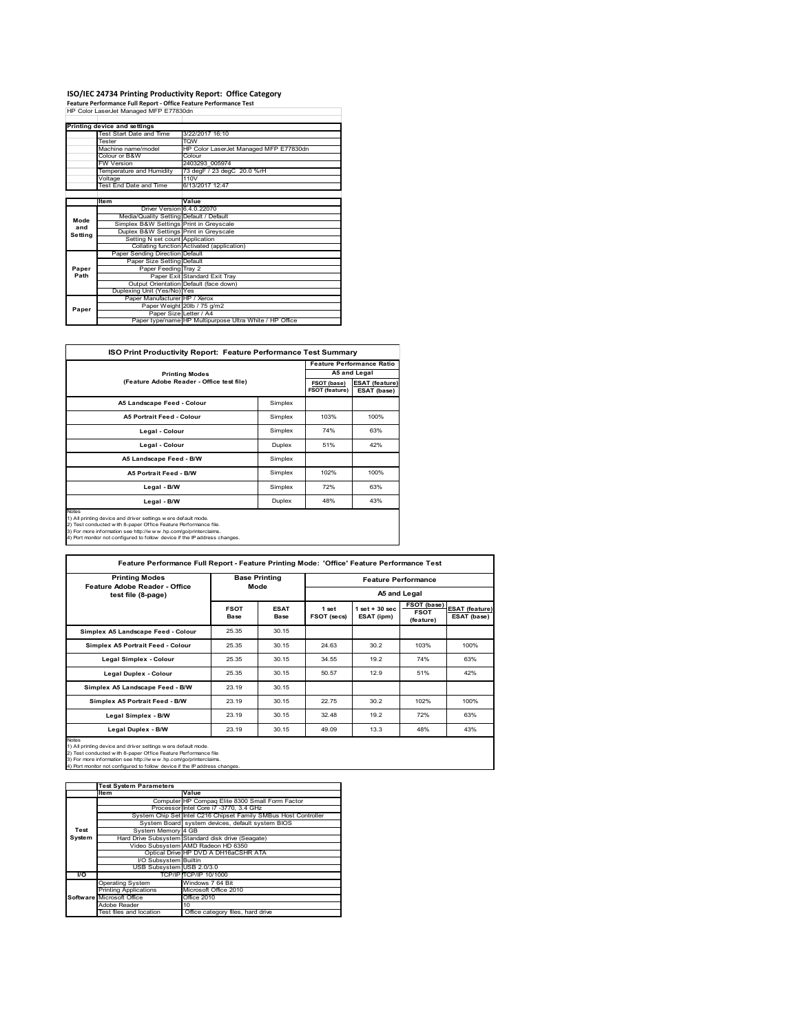# ISO/IEC 24734 Printing Productivity Report: Office Category

**Feature Performance Full Report - Office Feature Performance Test**

HP Color LaserJet Managed MFP E77830dn

| Printing device and settings | |
|---|---|
| Test Start Date and Time | 3/22/2017 16:10 |
| Tester | TQW |
| Machine name/model | HP Color LaserJet Managed MFP E77830dn |
| Colour or B&W | Colour |
| FW Version | 2403293_005974 |
| Temperature and Humidity | 73 degF / 23 degC 20.0 %rH |
| Voltage | 110V |
| Test End Date and Time | 6/13/2017 12:47 |

| | Item | Value |
|---|---|---|
| Mode and Setting | Driver Version | 6.4.0.22070 |
| | Media/Quality Setting | Default / Default |
| | Simplex B&W Settings | Print in Greyscale |
| | Duplex B&W Settings | Print in Greyscale |
| | Setting N set count | Application |
| | Collating function | Activated (application) |
| Paper Path | Paper Sending Direction | Default |
| | Paper Size Setting | Default |
| | Paper Feeding | Tray 2 |
| | Paper Exit | Standard Exit Tray |
| | Output Orientation | Default (face down) |
| | Duplexing Unit (Yes/No) | Yes |
| Paper | Paper Manufacturer | HP / Xerox |
| | Paper Weight | 20lb / 75 g/m2 |
| | Paper Size | Letter / A4 |
| | Paper type/name | HP Multipurpose Ultra White / HP Office |

## ISO Print Productivity Report: Feature Performance Test Summary

| Printing Modes (Feature Adobe Reader - Office test file) | | Feature Performance Ratio A5 and Legal | |
|---|---|---|---|
| | | FSOT (base) / FSOT (feature) | ESAT (feature) / ESAT (base) |
| A5 Landscape Feed - Colour | Simplex | | |
| A5 Portrait Feed - Colour | Simplex | 103% | 100% |
| Legal - Colour | Simplex | 74% | 63% |
| Legal - Colour | Duplex | 51% | 42% |
| A5 Landscape Feed - B/W | Simplex | | |
| A5 Portrait Feed - B/W | Simplex | 102% | 100% |
| Legal - B/W | Simplex | 72% | 63% |
| Legal - B/W | Duplex | 48% | 43% |

Notes
1) All printing device and driver settings were default mode.
2) Test conducted with 8-paper Office Feature Performance file.
3) For more information see http://www.hp.com/go/printerclaims.
4) Port monitor not configured to follow device if the IP address changes.

## Feature Performance Full Report - Feature Printing Mode: 'Office' Feature Performance Test

| Printing Modes Feature Adobe Reader - Office test file (8-page) | Base Printing Mode | | Feature Performance A5 and Legal | | | |
|---|---|---|---|---|---|---|
| | FSOT Base | ESAT Base | 1 set FSOT (secs) | 1 set + 30 sec ESAT (ipm) | FSOT (base) / FSOT (feature) | ESAT (feature) / ESAT (base) |
| Simplex A5 Landscape Feed - Colour | 25.35 | 30.15 | | | | |
| Simplex A5 Portrait Feed - Colour | 25.35 | 30.15 | 24.63 | 30.2 | 103% | 100% |
| Legal Simplex - Colour | 25.35 | 30.15 | 34.55 | 19.2 | 74% | 63% |
| Legal Duplex - Colour | 25.35 | 30.15 | 50.57 | 12.9 | 51% | 42% |
| Simplex A5 Landscape Feed - B/W | 23.19 | 30.15 | | | | |
| Simplex A5 Portrait Feed - B/W | 23.19 | 30.15 | 22.75 | 30.2 | 102% | 100% |
| Legal Simplex - B/W | 23.19 | 30.15 | 32.48 | 19.2 | 72% | 63% |
| Legal Duplex - B/W | 23.19 | 30.15 | 49.09 | 13.3 | 48% | 43% |

Notes
1) All printing device and driver settings were default mode.
2) Test conducted with 8-paper Office Feature Performance file
3) For more information see http://www.hp.com/go/printerclaims.
4) Port monitor not configured to follow device if the IP address changes.

| Test System Parameters | Item | Value |
|---|---|---|
| Test System | Computer | HP Compaq Elite 8300 Small Form Factor |
| | Processor | Intel Core i7 -3770, 3.4 GHz |
| | System Chip Set | Intel C216 Chipset Family SMBus Host Controller |
| | System Board | system devices, default system BIOS |
| | System Memory | 4 GB |
| | Hard Drive Subsystem | Standard disk drive (Seagate) |
| | Video Subsystem | AMD Radeon HD 6350 |
| | Optical Drive | HP DVD A DH16aCSHR ATA |
| | I/O Subsystem | Builtin |
| | USB Subsystem | USB 2.0/3.0 |
| I/O | TCP/IP | TCP/IP 10/1000 |
| Software | Operating System | Windows 7 64 Bit |
| | Printing Applications | Microsoft Office 2010 |
| | Microsoft Office | Office 2010 |
| | Adobe Reader | 10 |
| | Test files and location | Office category files, hard drive |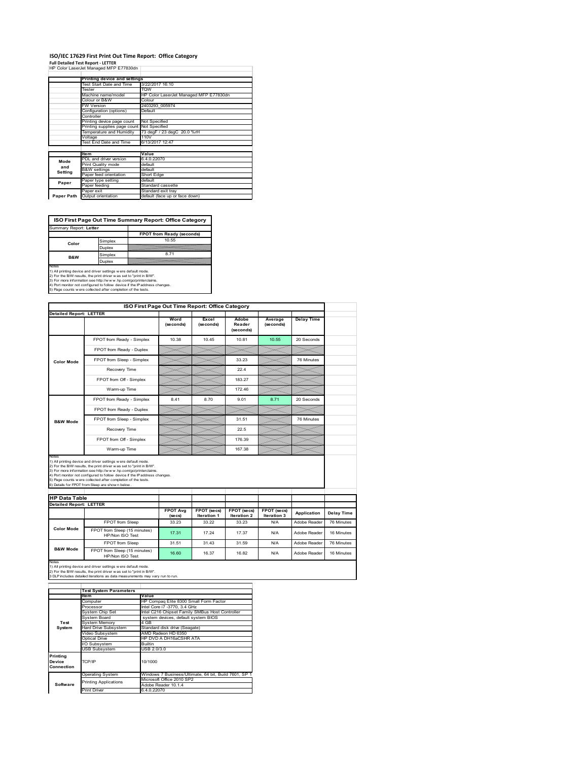# ISO/IEC 17629 First Print Out Time Report: Office Category

**Full Detailed Test Report - LETTER**

HP Color LaserJet Managed MFP E77830dn

| | Printing device and settings | |
|---|---|---|
| | Test Start Date and Time | 3/22/2017 16:10 |
| | Tester | TQW |
| | Machine name/model | HP Color LaserJet Managed MFP E77830dn |
| | Colour or B&W | Colour |
| | FW Version | 2403293_005974 |
| | Configuration (options) | Default |
| | Controller | |
| | Printing device page count | Not Specified |
| | Printing supplies page count | Not Specified |
| | Temperature and Humidity | 73 degF / 23 degC 20.0 %rH |
| | Voltage | 110V |
| | Test End Date and Time | 6/13/2017 12:47 |

| | Item | Value |
|---|---|---|
| Mode and Setting | PDL and driver version | 6.4.0.22070 |
| | Print Quality mode | default |
| | B&W settings | default |
| | Paper feed orientation | Short Edge |
| Paper | Paper type setting | default |
| | Paper feeding | Standard cassette |
| | Paper exit | Standard exit tray |
| Paper Path | Output orientation | default (face up or face down) |

## ISO First Page Out Time Summary Report: Office Category

Summary Report: **Letter**

| | | FPOT from Ready (seconds) |
|---|---|---|
| Color | Simplex | 10.55 |
| | Duplex | |
| B&W | Simplex | 8.71 |
| | Duplex | |

Notes
1) All printing device and driver settings were default mode.
2) For the B/W results, the print driver was set to "print in B/W".
3) For more information see http://www.hp.com/go/printerclaims.
4) Port monitor not configured to follow device if the IP address changes.
5) Page counts were collected after completion of the tests.

## ISO First Page Out Time Report: Office Category

**Detailed Report: LETTER**

| | | Word (seconds) | Excel (seconds) | Adobe Reader (seconds) | Average (seconds) | Delay Time |
|---|---|---|---|---|---|---|
| Color Mode | FPOT from Ready - Simplex | 10.38 | 10.45 | 10.81 | 10.55 | 20 Seconds |
| | FPOT from Ready - Duplex | | | | | |
| | FPOT from Sleep - Simplex | | | 33.23 | | 76 Minutes |
| | Recovery Time | | | 22.4 | | |
| | FPOT from Off - Simplex | | | 183.27 | | |
| | Warm-up Time | | | 172.46 | | |
| B&W Mode | FPOT from Ready - Simplex | 8.41 | 8.70 | 9.01 | 8.71 | 20 Seconds |
| | FPOT from Ready - Duplex | | | | | |
| | FPOT from Sleep - Simplex | | | 31.51 | | 76 Minutes |
| | Recovery Time | | | 22.5 | | |
| | FPOT from Off - Simplex | | | 176.39 | | |
| | Warm-up Time | | | 167.38 | | |

Notes
1) All printing device and driver settings were default mode.
2) For the B/W results, the print driver was set to "print in B/W".
3) For more information see http://www.hp.com/go/printerclaims.
4) Port monitor not configured to follow device if the IP address changes.
5) Page counts were collected after completion of the tests.
6) Details for FPOT from Sleep are shown below.

## HP Data Table

**Detailed Report: LETTER**

| | | FPOT Avg (secs) | FPOT (secs) Iteration 1 | FPOT (secs) Iteration 2 | FPOT (secs) Iteration 3 | Application | Delay Time |
|---|---|---|---|---|---|---|---|
| Color Mode | FPOT from Sleep | 33.23 | 33.22 | 33.23 | N/A | Adobe Reader | 76 Minutes |
| | FPOT from Sleep (15 minutes) HP/Non ISO Test | 17.31 | 17.24 | 17.37 | N/A | Adobe Reader | 16 Minutes |
| B&W Mode | FPOT from Sleep | 31.51 | 31.43 | 31.59 | N/A | Adobe Reader | 76 Minutes |
| | FPOT from Sleep (15 minutes) HP/Non ISO Test | 16.60 | 16.37 | 16.82 | N/A | Adobe Reader | 16 Minutes |

Notes
1) All printing device and driver settings were default mode.
2) For the B/W results, the print driver was set to "print in B/W".
3 DLP includes detailed iterations as data measurements may vary run to run.

| | Test System Parameters | |
|---|---|---|
| | Item | Value |
| Test System | Computer | HP Compaq Elite 8300 Small Form Factor |
| | Processor | Intel Core i7 -3770, 3.4 GHz |
| | System Chip Set | Intel C216 Chipset Family SMBus Host Controller |
| | System Board | system devices, default system BIOS |
| | System Memory | 4 GB |
| | Hard Drive Subsystem | Standard disk drive (Seagate) |
| | Video Subsystem | AMD Radeon HD 6350 |
| | Optical Drive | HP DVD A DH16aCSHR ATA |
| | I/O Subsystem | Builtin |
| | USB Subsystem | USB 2.0/3.0 |
| Printing Device Connection | TCP/IP | 10/1000 |
| Software | Operating System | Windows 7 Business/Ultimate, 64 bit, Build 7601, SP 1 |
| | Printing Applications | Microsoft Office 2010 SP2<br>Adobe Reader 10.1.4 |
| | Print Driver | 6.4.0.22070 |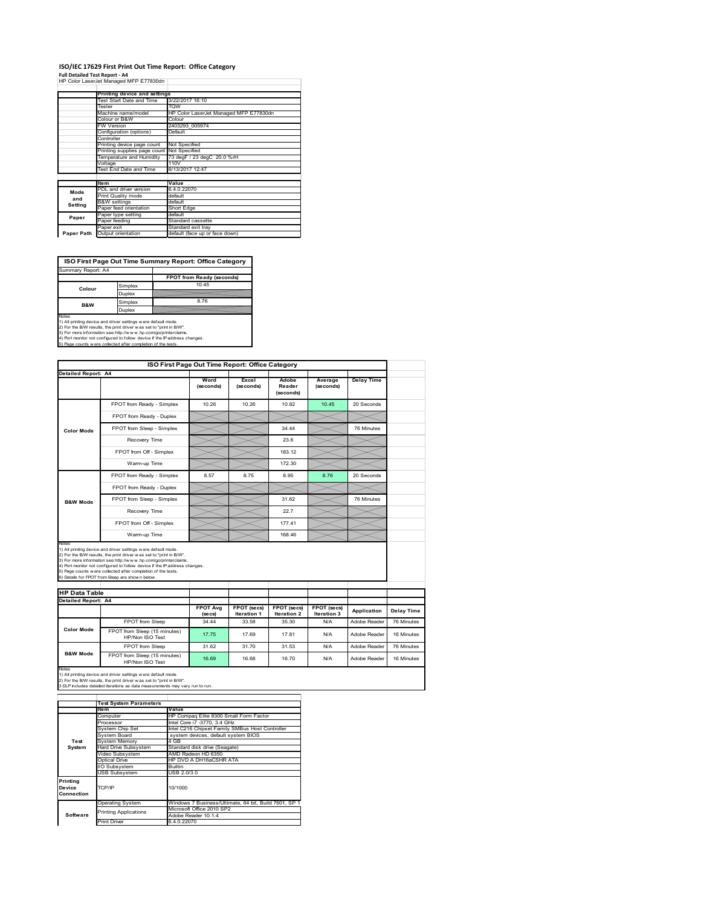# ISO/IEC 17629 First Print Out Time Report: Office Category

**Full Detailed Test Report - A4**

HP Color LaserJet Managed MFP E77830dn

| | Printing device and settings | |
|---|---|---|
| | Test Start Date and Time | 3/22/2017 16:10 |
| | Tester | TQW |
| | Machine name/model | HP Color LaserJet Managed MFP E77830dn |
| | Colour or B&W | Colour |
| | FW Version | 2403293_005974 |
| | Configuration (options) | Default |
| | Controller | |
| | Printing device page count | Not Specified |
| | Printing supplies page count | Not Specified |
| | Temperature and Humidity | 73 degF / 23 degC 20.0 %rH |
| | Voltage | 110V |
| | Test End Date and Time | 6/13/2017 12:47 |

| | Item | Value |
|---|---|---|
| Mode and Setting | PDL and driver version | 6.4.0.22070 |
| | Print Quality mode | default |
| | B&W settings | default |
| | Paper feed orientation | Short Edge |
| Paper | Paper type setting | default |
| | Paper feeding | Standard cassette |
| | Paper exit | Standard exit tray |
| Paper Path | Output orientation | default (face up or face down) |

## ISO First Page Out Time Summary Report: Office Category

Summary Report: A4

| | | FPOT from Ready (seconds) |
|---|---|---|
| Colour | Simplex | 10.45 |
| | Duplex | |
| B&W | Simplex | 8.76 |
| | Duplex | |

Notes
1) All printing device and driver settings were default mode.
2) For the B/W results, the print driver was set to "print in B/W".
3) For more information see http://www.hp.com/go/printerclaims.
4) Port monitor not configured to follow device if the IP address changes.
5) Page counts were collected after completion of the tests.

## ISO First Page Out Time Report: Office Category

Detailed Report: A4

| | | Word (seconds) | Excel (seconds) | Adobe Reader (seconds) | Average (seconds) | Delay Time |
|---|---|---|---|---|---|---|
| Color Mode | FPOT from Ready - Simplex | 10.26 | 10.26 | 10.82 | 10.45 | 20 Seconds |
| | FPOT from Ready - Duplex | | | | | |
| | FPOT from Sleep - Simplex | | | 34.44 | | 76 Minutes |
| | Recovery Time | | | 23.6 | | |
| | FPOT from Off - Simplex | | | 183.12 | | |
| | Warm-up Time | | | 172.30 | | |
| B&W Mode | FPOT from Ready - Simplex | 8.57 | 8.75 | 8.95 | 8.76 | 20 Seconds |
| | FPOT from Ready - Duplex | | | | | |
| | FPOT from Sleep - Simplex | | | 31.62 | | 76 Minutes |
| | Recovery Time | | | 22.7 | | |
| | FPOT from Off - Simplex | | | 177.41 | | |
| | Warm-up Time | | | 168.46 | | |

Notes
1) All printing device and driver settings were default mode.
2) For the B/W results, the print driver was set to "print in B/W".
3) For more information see http://www.hp.com/go/printerclaims.
4) Port monitor not configured to follow device if the IP address changes.
5) Page counts were collected after completion of the tests.
6) Details for FPOT from Sleep are shown below.

## HP Data Table

Detailed Report: A4

| | | FPOT Avg (secs) | FPOT (secs) Iteration 1 | FPOT (secs) Iteration 2 | FPOT (secs) Iteration 3 | Application | Delay Time |
|---|---|---|---|---|---|---|---|
| Color Mode | FPOT from Sleep | 34.44 | 33.58 | 35.30 | N/A | Adobe Reader | 76 Minutes |
| | FPOT from Sleep (15 minutes) HP/Non ISO Test | 17.75 | 17.69 | 17.81 | N/A | Adobe Reader | 16 Minutes |
| B&W Mode | FPOT from Sleep | 31.62 | 31.70 | 31.53 | N/A | Adobe Reader | 76 Minutes |
| | FPOT from Sleep (15 minutes) HP/Non ISO Test | 16.69 | 16.68 | 16.70 | N/A | Adobe Reader | 16 Minutes |

Notes
1) All printing device and driver settings were default mode.
2) For the B/W results, the print driver was set to "print in B/W".
3 DLP includes detailed iterations as data measurements may vary run to run.

| | Test System Parameters | |
|---|---|---|
| | Item | Value |
| Test System | Computer | HP Compaq Elite 8300 Small Form Factor |
| | Processor | Intel Core i7 -3770, 3.4 GHz |
| | System Chip Set | Intel C216 Chipset Family SMBus Host Controller |
| | System Board | system devices, default system BIOS |
| | System Memory | 4 GB |
| | Hard Drive Subsystem | Standard disk drive (Seagate) |
| | Video Subsystem | AMD Radeon HD 6350 |
| | Optical Drive | HP DVD A DH16aCSHR ATA |
| | I/O Subsystem | Builtin |
| | USB Subsystem | USB 2.0/3.0 |
| Printing Device Connection | TCP/IP | 10/1000 |
| Software | Operating System | Windows 7 Business/Ultimate, 64 bit, Build 7601, SP 1 |
| | Printing Applications | Microsoft Office 2010 SP2 |
| | | Adobe Reader 10.1.4 |
| | Print Driver | 6.4.0.22070 |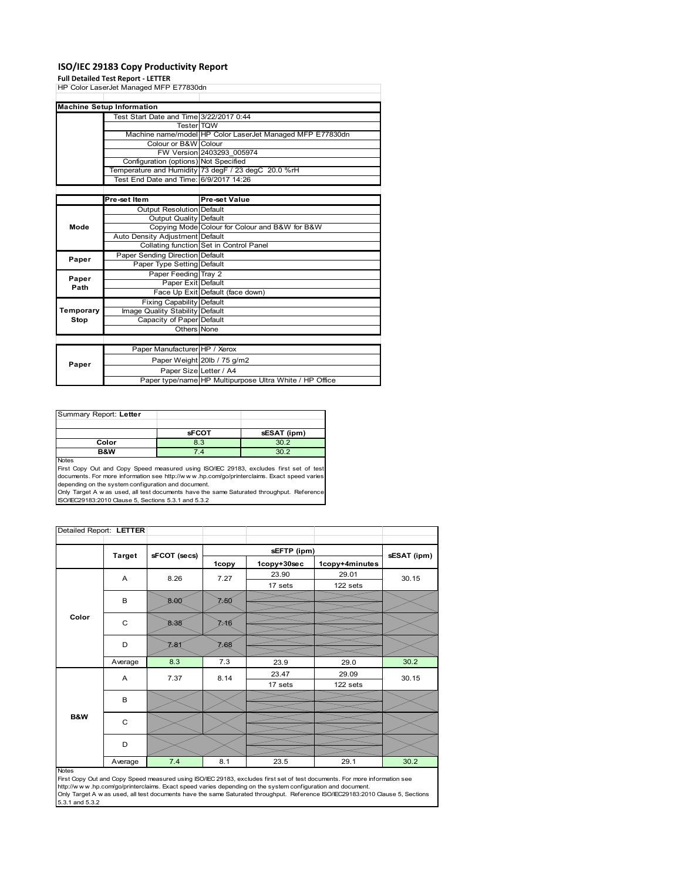# ISO/IEC 29183 Copy Productivity Report

**Full Detailed Test Report - LETTER**

HP Color LaserJet Managed MFP E77830dn

| Machine Setup Information | | |
|---|---|---|
| | Test Start Date and Time | 3/22/2017 0:44 |
| | Tester | TQW |
| | Machine name/model | HP Color LaserJet Managed MFP E77830dn |
| | Colour or B&W | Colour |
| | FW Version | 2403293_005974 |
| | Configuration (options) | Not Specified |
| | Temperature and Humidity | 73 degF / 23 degC 20.0 %rH |
| | Test End Date and Time: | 6/9/2017 14:26 |
| | **Pre-set Item** | **Pre-set Value** |
| Mode | Output Resolution | Default |
| | Output Quality | Default |
| | Copying Mode | Colour for Colour and B&W for B&W |
| | Auto Density Adjustment | Default |
| | Collating function | Set in Control Panel |
| Paper | Paper Sending Direction | Default |
| | Paper Type Setting | Default |
| Paper Path | Paper Feeding | Tray 2 |
| | Paper Exit | Default |
| | Face Up Exit | Default (face down) |
| Temporary Stop | Fixing Capability | Default |
| | Image Quality Stability | Default |
| | Capacity of Paper | Default |
| | Others | None |
| Paper | Paper Manufacturer | HP / Xerox |
| | Paper Weight | 20lb / 75 g/m2 |
| | Paper Size | Letter / A4 |
| | Paper type/name | HP Multipurpose Ultra White / HP Office |

Summary Report: **Letter**

| | sFCOT | sESAT (ipm) |
|---|---|---|
| Color | 8.3 | 30.2 |
| B&W | 7.4 | 30.2 |

Notes
First Copy Out and Copy Speed measured using ISO/IEC 29183, excludes first set of test documents. For more information see http://www.hp.com/go/printerclaims. Exact speed varies depending on the system configuration and document.
Only Target A was used, all test documents have the same Saturated throughput. Reference ISO/IEC29183:2010 Clause 5, Sections 5.3.1 and 5.3.2

Detailed Report: **LETTER**

| | Target | sFCOT (secs) | sEFTP (ipm) 1copy | sEFTP (ipm) 1copy+30sec | sEFTP (ipm) 1copy+4minutes | sESAT (ipm) |
|---|---|---|---|---|---|---|
| Color | A | 8.26 | 7.27 | 23.90<br>17 sets | 29.01<br>122 sets | 30.15 |
| | B | 8.00 | 7.50 | | | |
| | C | 8.38 | 7.16 | | | |
| | D | 7.81 | 7.68 | | | |
| | Average | 8.3 | 7.3 | 23.9 | 29.0 | 30.2 |
| B&W | A | 7.37 | 8.14 | 23.47<br>17 sets | 29.09<br>122 sets | 30.15 |
| | B | | | | | |
| | C | | | | | |
| | D | | | | | |
| | Average | 7.4 | 8.1 | 23.5 | 29.1 | 30.2 |

Notes
First Copy Out and Copy Speed measured using ISO/IEC 29183, excludes first set of test documents. For more information see http://www.hp.com/go/printerclaims. Exact speed varies depending on the system configuration and document.
Only Target A was used, all test documents have the same Saturated throughput. Reference ISO/IEC29183:2010 Clause 5, Sections 5.3.1 and 5.3.2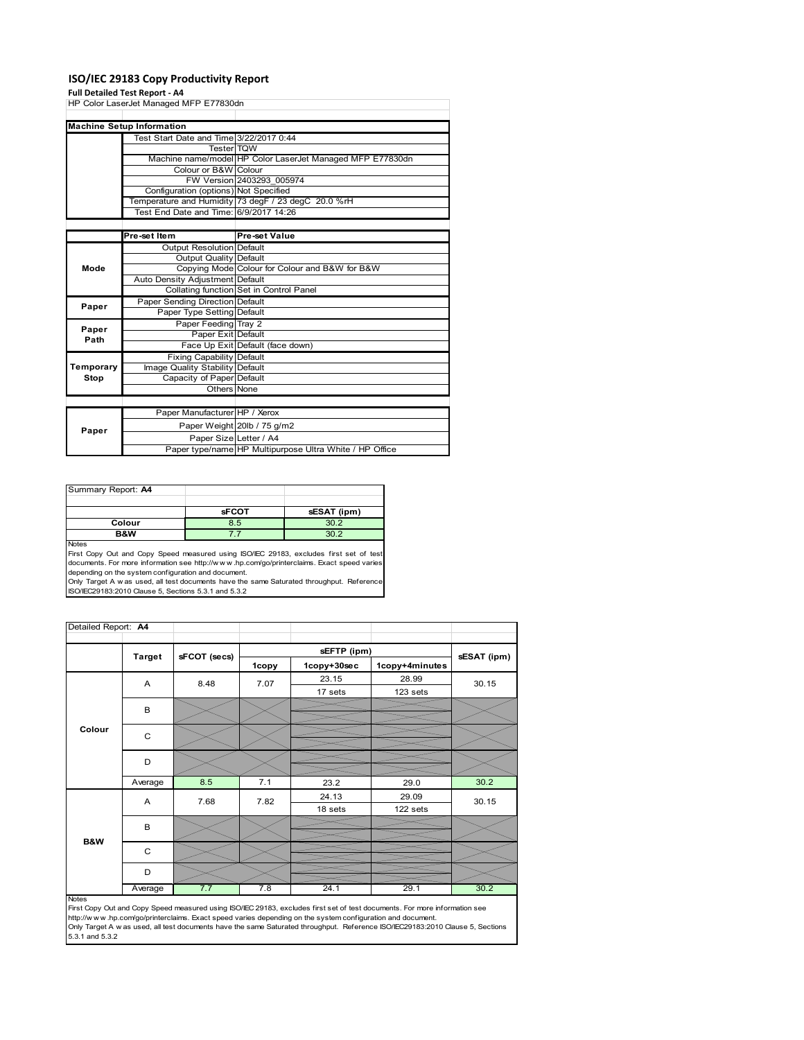# ISO/IEC 29183 Copy Productivity Report

**Full Detailed Test Report - A4**

HP Color LaserJet Managed MFP E77830dn

| Machine Setup Information | | |
|---|---|---|
| | Test Start Date and Time | 3/22/2017 0:44 |
| | Tester | TQW |
| | Machine name/model | HP Color LaserJet Managed MFP E77830dn |
| | Colour or B&W | Colour |
| | FW Version | 2403293_005974 |
| | Configuration (options) | Not Specified |
| | Temperature and Humidity | 73 degF / 23 degC 20.0 %rH |
| | Test End Date and Time: | 6/9/2017 14:26 |
| | | |
| | **Pre-set Item** | **Pre-set Value** |
| Mode | Output Resolution | Default |
| | Output Quality | Default |
| | Copying Mode | Colour for Colour and B&W for B&W |
| | Auto Density Adjustment | Default |
| | Collating function | Set in Control Panel |
| Paper | Paper Sending Direction | Default |
| | Paper Type Setting | Default |
| Paper Path | Paper Feeding | Tray 2 |
| | Paper Exit | Default |
| | Face Up Exit | Default (face down) |
| Temporary Stop | Fixing Capability | Default |
| | Image Quality Stability | Default |
| | Capacity of Paper | Default |
| | Others | None |
| | | |
| Paper | Paper Manufacturer | HP / Xerox |
| | Paper Weight | 20lb / 75 g/m2 |
| | Paper Size | Letter / A4 |
| | Paper type/name | HP Multipurpose Ultra White / HP Office |

Summary Report: **A4**

| | sFCOT | sESAT (ipm) |
|---|---|---|
| Colour | 8.5 | 30.2 |
| B&W | 7.7 | 30.2 |

Notes

First Copy Out and Copy Speed measured using ISO/IEC 29183, excludes first set of test documents. For more information see http://www.hp.com/go/printerclaims. Exact speed varies depending on the system configuration and document.

Only Target A was used, all test documents have the same Saturated throughput. Reference ISO/IEC29183:2010 Clause 5, Sections 5.3.1 and 5.3.2

Detailed Report: **A4**

| | Target | sFCOT (secs) | sEFTP (ipm) | | | sESAT (ipm) |
|---|---|---|---|---|---|---|
| | | | 1copy | 1copy+30sec | 1copy+4minutes | |
| Colour | A | 8.48 | 7.07 | 23.15<br>17 sets | 28.99<br>123 sets | 30.15 |
| | B | | | | | |
| | C | | | | | |
| | D | | | | | |
| | Average | 8.5 | 7.1 | 23.2 | 29.0 | 30.2 |
| B&W | A | 7.68 | 7.82 | 24.13<br>18 sets | 29.09<br>122 sets | 30.15 |
| | B | | | | | |
| | C | | | | | |
| | D | | | | | |
| | Average | 7.7 | 7.8 | 24.1 | 29.1 | 30.2 |

Notes

First Copy Out and Copy Speed measured using ISO/IEC 29183, excludes first set of test documents. For more information see http://www.hp.com/go/printerclaims. Exact speed varies depending on the system configuration and document.

Only Target A was used, all test documents have the same Saturated throughput. Reference ISO/IEC29183:2010 Clause 5, Sections 5.3.1 and 5.3.2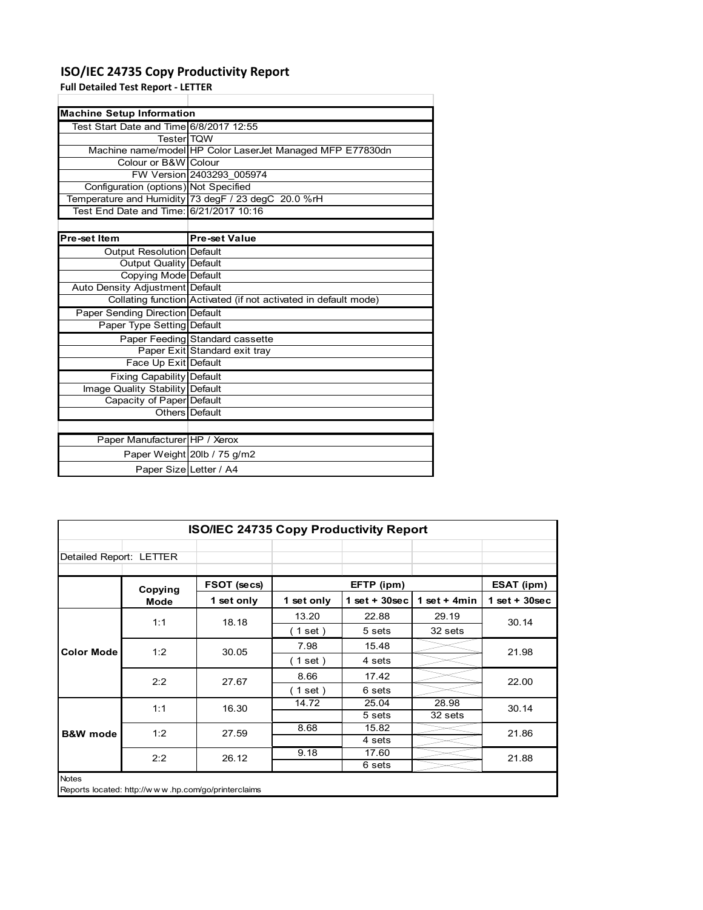# ISO/IEC 24735 Copy Productivity Report

**Full Detailed Test Report - LETTER**

| Machine Setup Information | |
|---|---|
| Test Start Date and Time | 6/8/2017 12:55 |
| Tester | TQW |
| Machine name/model | HP Color LaserJet Managed MFP E77830dn |
| Colour or B&W | Colour |
| FW Version | 2403293_005974 |
| Configuration (options) | Not Specified |
| Temperature and Humidity | 73 degF / 23 degC 20.0 %rH |
| Test End Date and Time: | 6/21/2017 10:16 |

| Pre-set Item | Pre-set Value |
|---|---|
| Output Resolution | Default |
| Output Quality | Default |
| Copying Mode | Default |
| Auto Density Adjustment | Default |
| Collating function | Activated (if not activated in default mode) |
| Paper Sending Direction | Default |
| Paper Type Setting | Default |
| Paper Feeding | Standard cassette |
| Paper Exit | Standard exit tray |
| Face Up Exit | Default |
| Fixing Capability | Default |
| Image Quality Stability | Default |
| Capacity of Paper | Default |
| Others | Default |

| | |
|---|---|
| Paper Manufacturer | HP / Xerox |
| Paper Weight | 20lb / 75 g/m2 |
| Paper Size | Letter / A4 |

**ISO/IEC 24735 Copy Productivity Report**

Detailed Report: LETTER

| | Copying Mode | FSOT (secs) | EFTP (ipm) | | | ESAT (ipm) |
|---|---|---|---|---|---|---|
| | | 1 set only | 1 set only | 1 set + 30sec | 1 set + 4min | 1 set + 30sec |
| Color Mode | 1:1 | 18.18 | 13.20 | 22.88 | 29.19 | 30.14 |
| | | | ( 1 set ) | 5 sets | 32 sets | |
| | 1:2 | 30.05 | 7.98 | 15.48 | | 21.98 |
| | | | ( 1 set ) | 4 sets | | |
| | 2:2 | 27.67 | 8.66 | 17.42 | | 22.00 |
| | | | ( 1 set ) | 6 sets | | |
| B&W mode | 1:1 | 16.30 | 14.72 | 25.04 | 28.98 | 30.14 |
| | | | | 5 sets | 32 sets | |
| | 1:2 | 27.59 | 8.68 | 15.82 | | 21.86 |
| | | | | 4 sets | | |
| | 2:2 | 26.12 | 9.18 | 17.60 | | 21.88 |
| | | | | 6 sets | | |

Notes

Reports located: http://www.hp.com/go/printerclaims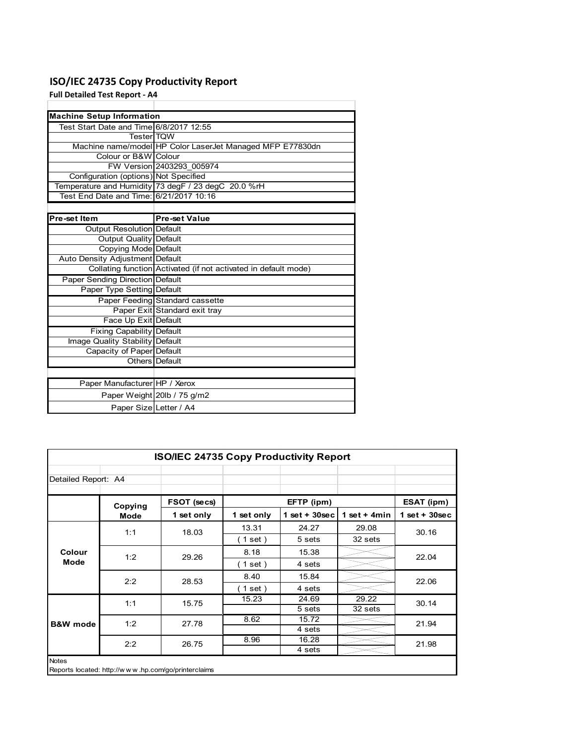# ISO/IEC 24735 Copy Productivity Report

**Full Detailed Test Report - A4**

| Machine Setup Information | |
|---|---|
| Test Start Date and Time | 6/8/2017 12:55 |
| Tester | TQW |
| Machine name/model | HP Color LaserJet Managed MFP E77830dn |
| Colour or B&W | Colour |
| FW Version | 2403293_005974 |
| Configuration (options) | Not Specified |
| Temperature and Humidity | 73 degF / 23 degC 20.0 %rH |
| Test End Date and Time: | 6/21/2017 10:16 |

| Pre-set Item | Pre-set Value |
|---|---|
| Output Resolution | Default |
| Output Quality | Default |
| Copying Mode | Default |
| Auto Density Adjustment | Default |
| Collating function | Activated (if not activated in default mode) |
| Paper Sending Direction | Default |
| Paper Type Setting | Default |
| Paper Feeding | Standard cassette |
| Paper Exit | Standard exit tray |
| Face Up Exit | Default |
| Fixing Capability | Default |
| Image Quality Stability | Default |
| Capacity of Paper | Default |
| Others | Default |

| | |
|---|---|
| Paper Manufacturer | HP / Xerox |
| Paper Weight | 20lb / 75 g/m2 |
| Paper Size | Letter / A4 |

**ISO/IEC 24735 Copy Productivity Report**

Detailed Report: A4

| | Copying Mode | FSOT (secs) | EFTP (ipm) | | | ESAT (ipm) |
|---|---|---|---|---|---|---|
| | | 1 set only | 1 set only | 1 set + 30sec | 1 set + 4min | 1 set + 30sec |
| Colour Mode | 1:1 | 18.03 | 13.31 | 24.27 | 29.08 | 30.16 |
| | | | ( 1 set ) | 5 sets | 32 sets | |
| | 1:2 | 29.26 | 8.18 | 15.38 | | 22.04 |
| | | | ( 1 set ) | 4 sets | | |
| | 2:2 | 28.53 | 8.40 | 15.84 | | 22.06 |
| | | | ( 1 set ) | 4 sets | | |
| B&W mode | 1:1 | 15.75 | 15.23 | 24.69 | 29.22 | 30.14 |
| | | | | 5 sets | 32 sets | |
| | 1:2 | 27.78 | 8.62 | 15.72 | | 21.94 |
| | | | | 4 sets | | |
| | 2:2 | 26.75 | 8.96 | 16.28 | | 21.98 |
| | | | | 4 sets | | |

Notes

Reports located: http://w w w .hp.com/go/printerclaims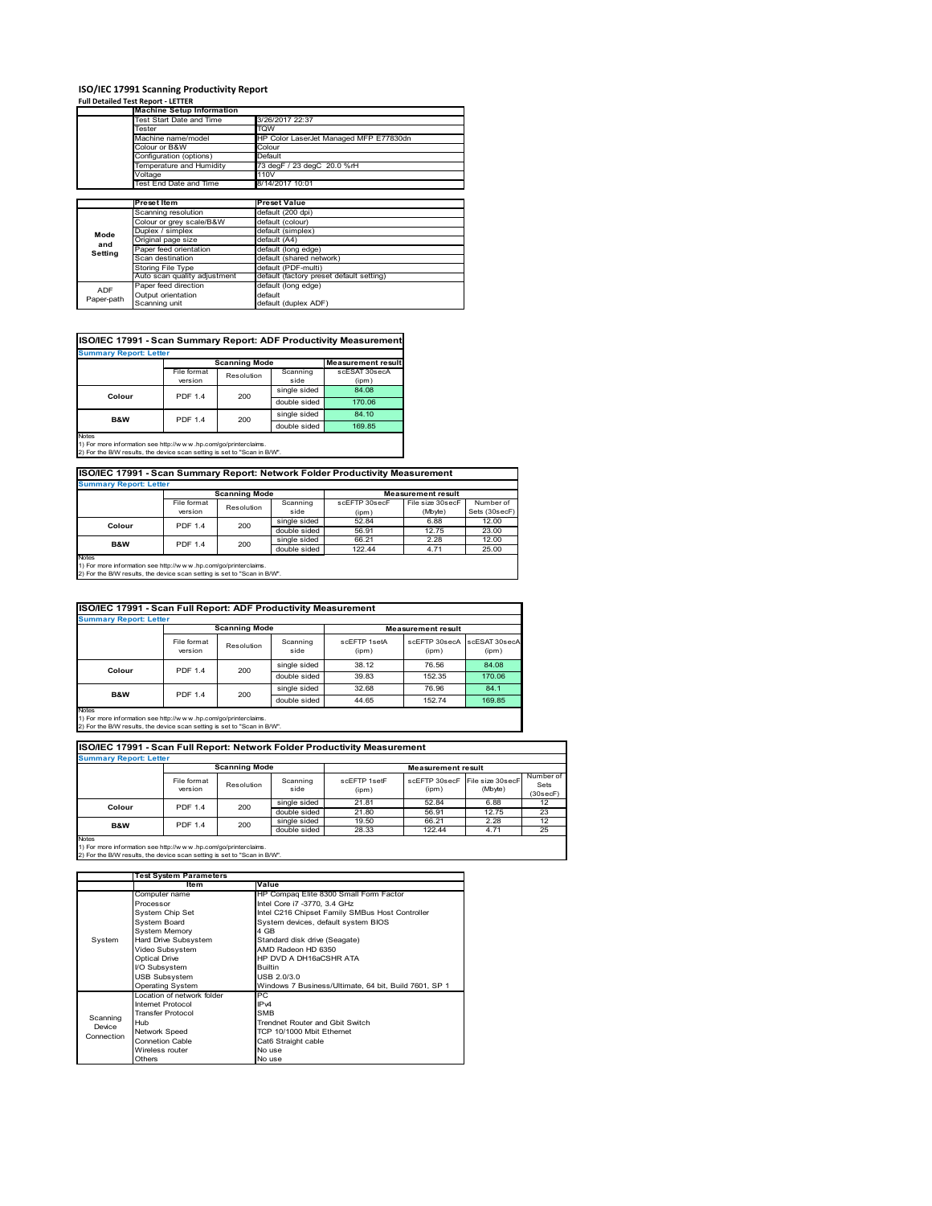# ISO/IEC 17991 Scanning Productivity Report

**Full Detailed Test Report - LETTER**

| | Machine Setup Information | |
|---|---|---|
| | Test Start Date and Time | 3/26/2017 22:37 |
| | Tester | TQW |
| | Machine name/model | HP Color LaserJet Managed MFP E77830dn |
| | Colour or B&W | Colour |
| | Configuration (options) | Default |
| | Temperature and Humidity | 73 degF / 23 degC 20.0 %rH |
| | Voltage | 110V |
| | Test End Date and Time | 8/14/2017 10:01 |

| | Preset Item | Preset Value |
|---|---|---|
| Mode and Setting | Scanning resolution | default (200 dpi) |
| | Colour or grey scale/B&W | default (colour) |
| | Duplex / simplex | default (simplex) |
| | Original page size | default (A4) |
| | Paper feed orientation | default (long edge) |
| | Scan destination | default (shared network) |
| | Storing File Type | default (PDF-multi) |
| | Auto scan quality adjustment | default (factory preset default setting) |
| ADF Paper-path | Paper feed direction | default (long edge) |
| | Output orientation | default |
| | Scanning unit | default (duplex ADF) |

## ISO/IEC 17991 - Scan Summary Report: ADF Productivity Measurement

**Summary Report: Letter**

| | Scanning Mode | | | Measurement result |
|---|---|---|---|---|
| | File format version | Resolution | Scanning side | scESAT 30secA (ipm) |
| Colour | PDF 1.4 | 200 | single sided | 84.08 |
| | | | double sided | 170.06 |
| B&W | PDF 1.4 | 200 | single sided | 84.10 |
| | | | double sided | 169.85 |

Notes
1) For more information see http://www.hp.com/go/printerclaims.
2) For the B/W results, the device scan setting is set to "Scan in B/W".

## ISO/IEC 17991 - Scan Summary Report: Network Folder Productivity Measurement

**Summary Report: Letter**

| | Scanning Mode | | | Measurement result | | |
|---|---|---|---|---|---|---|
| | File format version | Resolution | Scanning side | scEFTP 30secF (ipm) | File size 30secF (Mbyte) | Number of Sets (30secF) |
| Colour | PDF 1.4 | 200 | single sided | 52.84 | 6.88 | 12.00 |
| | | | double sided | 56.91 | 12.75 | 23.00 |
| B&W | PDF 1.4 | 200 | single sided | 66.21 | 2.28 | 12.00 |
| | | | double sided | 122.44 | 4.71 | 25.00 |

Notes
1) For more information see http://www.hp.com/go/printerclaims.
2) For the B/W results, the device scan setting is set to "Scan in B/W".

## ISO/IEC 17991 - Scan Full Report: ADF Productivity Measurement

**Summary Report: Letter**

| | Scanning Mode | | | Measurement result | | |
|---|---|---|---|---|---|---|
| | File format version | Resolution | Scanning side | scEFTP 1setA (ipm) | scEFTP 30secA (ipm) | scESAT 30secA (ipm) |
| Colour | PDF 1.4 | 200 | single sided | 38.12 | 76.56 | 84.08 |
| | | | double sided | 39.83 | 152.35 | 170.06 |
| B&W | PDF 1.4 | 200 | single sided | 32.68 | 76.96 | 84.1 |
| | | | double sided | 44.65 | 152.74 | 169.85 |

Notes
1) For more information see http://www.hp.com/go/printerclaims.
2) For the B/W results, the device scan setting is set to "Scan in B/W".

## ISO/IEC 17991 - Scan Full Report: Network Folder Productivity Measurement

**Summary Report: Letter**

| | Scanning Mode | | | Measurement result | | | |
|---|---|---|---|---|---|---|---|
| | File format version | Resolution | Scanning side | scEFTP 1setF (ipm) | scEFTP 30secF (ipm) | File size 30secF (Mbyte) | Number of Sets (30secF) |
| Colour | PDF 1.4 | 200 | single sided | 21.81 | 52.84 | 6.88 | 12 |
| | | | double sided | 21.80 | 56.91 | 12.75 | 23 |
| B&W | PDF 1.4 | 200 | single sided | 19.50 | 66.21 | 2.28 | 12 |
| | | | double sided | 28.33 | 122.44 | 4.71 | 25 |

Notes
1) For more information see http://www.hp.com/go/printerclaims.
2) For the B/W results, the device scan setting is set to "Scan in B/W".

| | Test System Parameters | |
|---|---|---|
| | Item | Value |
| System | Computer name | HP Compaq Elite 8300 Small Form Factor |
| | Processor | Intel Core i7 -3770, 3.4 GHz |
| | System Chip Set | Intel C216 Chipset Family SMBus Host Controller |
| | System Board | System devices, default system BIOS |
| | System Memory | 4 GB |
| | Hard Drive Subsystem | Standard disk drive (Seagate) |
| | Video Subsystem | AMD Radeon HD 6350 |
| | Optical Drive | HP DVD A DH16aCSHR ATA |
| | I/O Subsystem | Builtin |
| | USB Subsystem | USB 2.0/3.0 |
| | Operating System | Windows 7 Business/Ultimate, 64 bit, Build 7601, SP 1 |
| Scanning Device Connection | Location of network folder | PC |
| | Internet Protocol | IPv4 |
| | Transfer Protocol | SMB |
| | Hub | Trendnet Router and Gbit Switch |
| | Network Speed | TCP 10/1000 Mbit Ethernet |
| | Connetion Cable | Cat6 Straight cable |
| | Wireless router | No use |
| | Others | No use |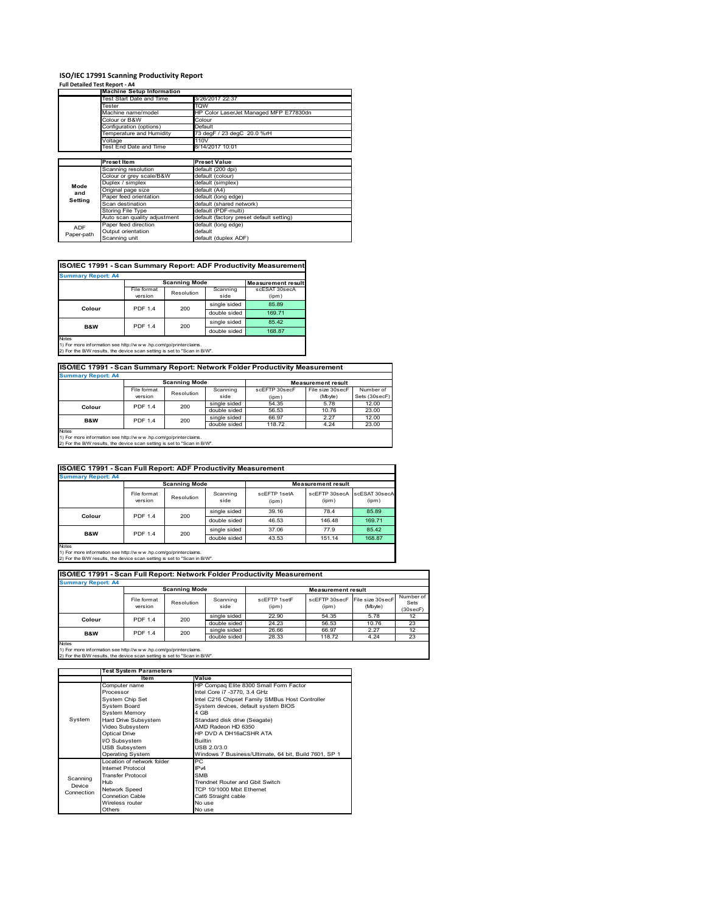# ISO/IEC 17991 Scanning Productivity Report

**Full Detailed Test Report - A4**

| | Machine Setup Information | |
|---|---|---|
| | Test Start Date and Time | 3/26/2017 22:37 |
| | Tester | TQW |
| | Machine name/model | HP Color LaserJet Managed MFP E77830dn |
| | Colour or B&W | Colour |
| | Configuration (options) | Default |
| | Temperature and Humidity | 73 degF / 23 degC 20.0 %rH |
| | Voltage | 110V |
| | Test End Date and Time | 8/14/2017 10:01 |

| | Preset Item | Preset Value |
|---|---|---|
| Mode and Setting | Scanning resolution | default (200 dpi) |
| | Colour or grey scale/B&W | default (colour) |
| | Duplex / simplex | default (simplex) |
| | Original page size | default (A4) |
| | Paper feed orientation | default (long edge) |
| | Scan destination | default (shared network) |
| | Storing File Type | default (PDF-multi) |
| | Auto scan quality adjustment | default (factory preset default setting) |
| ADF Paper-path | Paper feed direction | default (long edge) |
| | Output orientation | default |
| | Scanning unit | default (duplex ADF) |

## ISO/IEC 17991 - Scan Summary Report: ADF Productivity Measurement

**Summary Report: A4**

| | Scanning Mode | | | Measurement result |
|---|---|---|---|---|
| | File format version | Resolution | Scanning side | scESAT 30secA (ipm) |
| Colour | PDF 1.4 | 200 | single sided | 85.89 |
| | | | double sided | 169.71 |
| B&W | PDF 1.4 | 200 | single sided | 85.42 |
| | | | double sided | 168.87 |

Notes
1) For more information see http://www.hp.com/go/printerclaims.
2) For the B/W results, the device scan setting is set to "Scan in B/W".

## ISO/IEC 17991 - Scan Summary Report: Network Folder Productivity Measurement

**Summary Report: A4**

| | Scanning Mode | | | Measurement result | | |
|---|---|---|---|---|---|---|
| | File format version | Resolution | Scanning side | scEFTP 30secF (ipm) | File size 30secF (Mbyte) | Number of Sets (30secF) |
| Colour | PDF 1.4 | 200 | single sided | 54.35 | 5.78 | 12.00 |
| | | | double sided | 56.53 | 10.76 | 23.00 |
| B&W | PDF 1.4 | 200 | single sided | 66.97 | 2.27 | 12.00 |
| | | | double sided | 118.72 | 4.24 | 23.00 |

Notes
1) For more information see http://www.hp.com/go/printerclaims.
2) For the B/W results, the device scan setting is set to "Scan in B/W".

## ISO/IEC 17991 - Scan Full Report: ADF Productivity Measurement

**Summary Report: A4**

| | Scanning Mode | | | Measurement result | | |
|---|---|---|---|---|---|---|
| | File format version | Resolution | Scanning side | scEFTP 1setA (ipm) | scEFTP 30secA (ipm) | scESAT 30secA (ipm) |
| Colour | PDF 1.4 | 200 | single sided | 39.16 | 78.4 | 85.89 |
| | | | double sided | 46.53 | 146.48 | 169.71 |
| B&W | PDF 1.4 | 200 | single sided | 37.06 | 77.9 | 85.42 |
| | | | double sided | 43.53 | 151.14 | 168.87 |

Notes
1) For more information see http://www.hp.com/go/printerclaims.
2) For the B/W results, the device scan setting is set to "Scan in B/W".

## ISO/IEC 17991 - Scan Full Report: Network Folder Productivity Measurement

**Summary Report: A4**

| | Scanning Mode | | | Measurement result | | | |
|---|---|---|---|---|---|---|---|
| | File format version | Resolution | Scanning side | scEFTP 1setF (ipm) | scEFTP 30secF (ipm) | File size 30secF (Mbyte) | Number of Sets (30secF) |
| Colour | PDF 1.4 | 200 | single sided | 22.90 | 54.35 | 5.78 | 12 |
| | | | double sided | 24.23 | 56.53 | 10.76 | 23 |
| B&W | PDF 1.4 | 200 | single sided | 26.66 | 66.97 | 2.27 | 12 |
| | | | double sided | 28.33 | 118.72 | 4.24 | 23 |

Notes
1) For more information see http://www.hp.com/go/printerclaims.
2) For the B/W results, the device scan setting is set to "Scan in B/W".

| | Test System Parameters | |
|---|---|---|
| | Item | Value |
| System | Computer name | HP Compaq Elite 8300 Small Form Factor |
| | Processor | Intel Core i7 -3770, 3.4 GHz |
| | System Chip Set | Intel C216 Chipset Family SMBus Host Controller |
| | System Board | System devices, default system BIOS |
| | System Memory | 4 GB |
| | Hard Drive Subsystem | Standard disk drive (Seagate) |
| | Video Subsystem | AMD Radeon HD 6350 |
| | Optical Drive | HP DVD A DH16aCSHR ATA |
| | I/O Subsystem | Builtin |
| | USB Subsystem | USB 2.0/3.0 |
| | Operating System | Windows 7 Business/Ultimate, 64 bit, Build 7601, SP 1 |
| Scanning Device Connection | Location of network folder | PC |
| | Internet Protocol | IPv4 |
| | Transfer Protocol | SMB |
| | Hub | Trendnet Router and Gbit Switch |
| | Network Speed | TCP 10/1000 Mbit Ethernet |
| | Connetion Cable | Cat6 Straight cable |
| | Wireless router | No use |
| | Others | No use |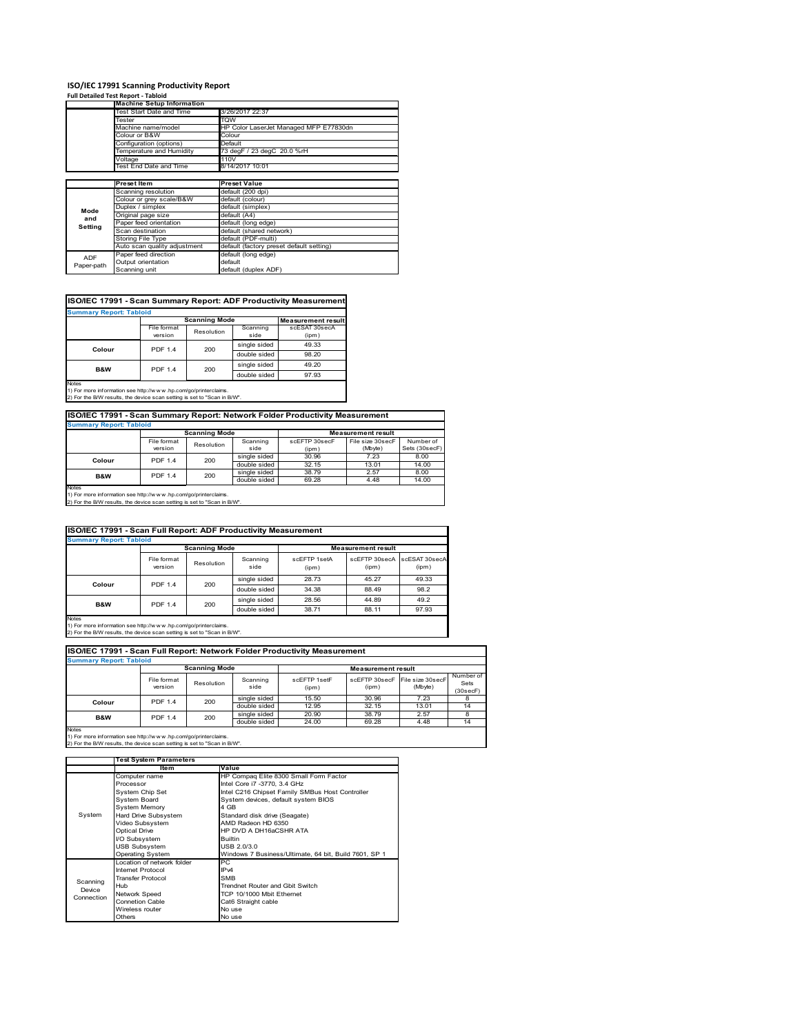# ISO/IEC 17991 Scanning Productivity Report

**Full Detailed Test Report - Tabloid**

| | Machine Setup Information | |
|---|---|---|
| | Test Start Date and Time | 3/26/2017 22:37 |
| | Tester | TQW |
| | Machine name/model | HP Color LaserJet Managed MFP E77830dn |
| | Colour or B&W | Colour |
| | Configuration (options) | Default |
| | Temperature and Humidity | 73 degF / 23 degC 20.0 %rH |
| | Voltage | 110V |
| | Test End Date and Time | 8/14/2017 10:01 |

| | Preset Item | Preset Value |
|---|---|---|
| Mode and Setting | Scanning resolution | default (200 dpi) |
| | Colour or grey scale/B&W | default (colour) |
| | Duplex / simplex | default (simplex) |
| | Original page size | default (A4) |
| | Paper feed orientation | default (long edge) |
| | Scan destination | default (shared network) |
| | Storing File Type | default (PDF-multi) |
| | Auto scan quality adjustment | default (factory preset default setting) |
| ADF Paper-path | Paper feed direction | default (long edge) |
| | Output orientation | default |
| | Scanning unit | default (duplex ADF) |

## ISO/IEC 17991 - Scan Summary Report: ADF Productivity Measurement

**Summary Report: Tabloid**

| | Scanning Mode | | | Measurement result |
|---|---|---|---|---|
| | File format version | Resolution | Scanning side | scESAT 30secA (ipm) |
| Colour | PDF 1.4 | 200 | single sided | 49.33 |
| | | | double sided | 98.20 |
| B&W | PDF 1.4 | 200 | single sided | 49.20 |
| | | | double sided | 97.93 |

Notes
1) For more information see http://w w w .hp.com/go/printerclaims.
2) For the B/W results, the device scan setting is set to "Scan in B/W".

## ISO/IEC 17991 - Scan Summary Report: Network Folder Productivity Measurement

**Summary Report: Tabloid**

| | Scanning Mode | | | Measurement result | | |
|---|---|---|---|---|---|---|
| | File format version | Resolution | Scanning side | scEFTP 30secF (ipm) | File size 30secF (Mbyte) | Number of Sets (30secF) |
| Colour | PDF 1.4 | 200 | single sided | 30.96 | 7.23 | 8.00 |
| | | | double sided | 32.15 | 13.01 | 14.00 |
| B&W | PDF 1.4 | 200 | single sided | 38.79 | 2.57 | 8.00 |
| | | | double sided | 69.28 | 4.48 | 14.00 |

Notes
1) For more information see http://w w w .hp.com/go/printerclaims.
2) For the B/W results, the device scan setting is set to "Scan in B/W".

## ISO/IEC 17991 - Scan Full Report: ADF Productivity Measurement

**Summary Report: Tabloid**

| | Scanning Mode | | | Measurement result | | |
|---|---|---|---|---|---|---|
| | File format version | Resolution | Scanning side | scEFTP 1setA (ipm) | scEFTP 30secA (ipm) | scESAT 30secA (ipm) |
| Colour | PDF 1.4 | 200 | single sided | 28.73 | 45.27 | 49.33 |
| | | | double sided | 34.38 | 88.49 | 98.2 |
| B&W | PDF 1.4 | 200 | single sided | 28.56 | 44.89 | 49.2 |
| | | | double sided | 38.71 | 88.11 | 97.93 |

Notes
1) For more information see http://w w w .hp.com/go/printerclaims.
2) For the B/W results, the device scan setting is set to "Scan in B/W".

## ISO/IEC 17991 - Scan Full Report: Network Folder Productivity Measurement

**Summary Report: Tabloid**

| | Scanning Mode | | | Measurement result | | | |
|---|---|---|---|---|---|---|---|
| | File format version | Resolution | Scanning side | scEFTP 1setF (ipm) | scEFTP 30secF (ipm) | File size 30secF (Mbyte) | Number of Sets (30secF) |
| Colour | PDF 1.4 | 200 | single sided | 15.50 | 30.96 | 7.23 | 8 |
| | | | double sided | 12.95 | 32.15 | 13.01 | 14 |
| B&W | PDF 1.4 | 200 | single sided | 20.90 | 38.79 | 2.57 | 8 |
| | | | double sided | 24.00 | 69.28 | 4.48 | 14 |

Notes
1) For more information see http://w w w .hp.com/go/printerclaims.
2) For the B/W results, the device scan setting is set to "Scan in B/W".

| | Test System Parameters | |
|---|---|---|
| | Item | Value |
| System | Computer name | HP Compaq Elite 8300 Small Form Factor |
| | Processor | Intel Core i7 -3770, 3.4 GHz |
| | System Chip Set | Intel C216 Chipset Family SMBus Host Controller |
| | System Board | System devices, default system BIOS |
| | System Memory | 4 GB |
| | Hard Drive Subsystem | Standard disk drive (Seagate) |
| | Video Subsystem | AMD Radeon HD 6350 |
| | Optical Drive | HP DVD A DH16aCSHR ATA |
| | I/O Subsystem | Builtin |
| | USB Subsystem | USB 2.0/3.0 |
| | Operating System | Windows 7 Business/Ultimate, 64 bit, Build 7601, SP 1 |
| Scanning Device Connection | Location of network folder | PC |
| | Internet Protocol | IPv4 |
| | Transfer Protocol | SMB |
| | Hub | Trendnet Router and Gbit Switch |
| | Network Speed | TCP 10/1000 Mbit Ethernet |
| | Connetion Cable | Cat6 Straight cable |
| | Wireless router | No use |
| | Others | No use |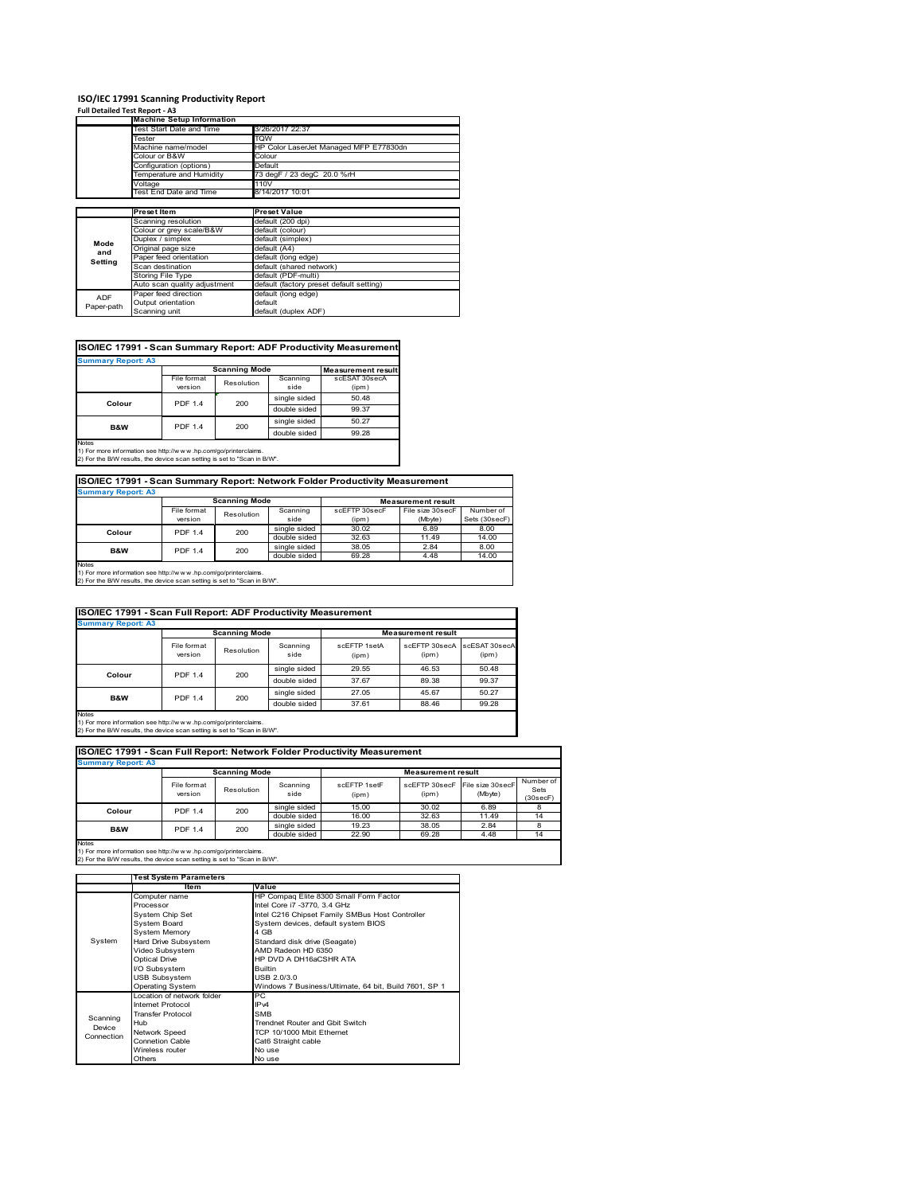# ISO/IEC 17991 Scanning Productivity Report

**Full Detailed Test Report - A3**

| | Machine Setup Information | |
|---|---|---|
| | Test Start Date and Time | 3/26/2017 22:37 |
| | Tester | TQW |
| | Machine name/model | HP Color LaserJet Managed MFP E77830dn |
| | Colour or B&W | Colour |
| | Configuration (options) | Default |
| | Temperature and Humidity | 73 degF / 23 degC 20.0 %rH |
| | Voltage | 110V |
| | Test End Date and Time | 8/14/2017 10:01 |

| | Preset Item | Preset Value |
|---|---|---|
| Mode and Setting | Scanning resolution | default (200 dpi) |
| | Colour or grey scale/B&W | default (colour) |
| | Duplex / simplex | default (simplex) |
| | Original page size | default (A4) |
| | Paper feed orientation | default (long edge) |
| | Scan destination | default (shared network) |
| | Storing File Type | default (PDF-multi) |
| | Auto scan quality adjustment | default (factory preset default setting) |
| ADF Paper-path | Paper feed direction | default (long edge) |
| | Output orientation | default |
| | Scanning unit | default (duplex ADF) |

## ISO/IEC 17991 - Scan Summary Report: ADF Productivity Measurement

**Summary Report: A3**

| | Scanning Mode | | | Measurement result |
|---|---|---|---|---|
| | File format version | Resolution | Scanning side | scESAT 30secA (ipm) |
| Colour | PDF 1.4 | 200 | single sided | 50.48 |
| | | | double sided | 99.37 |
| B&W | PDF 1.4 | 200 | single sided | 50.27 |
| | | | double sided | 99.28 |

Notes
1) For more information see http://www.hp.com/go/printerclaims.
2) For the B/W results, the device scan setting is set to "Scan in B/W".

## ISO/IEC 17991 - Scan Summary Report: Network Folder Productivity Measurement

**Summary Report: A3**

| | Scanning Mode | | | Measurement result | | |
|---|---|---|---|---|---|---|
| | File format version | Resolution | Scanning side | scEFTP 30secF (ipm) | File size 30secF (Mbyte) | Number of Sets (30secF) |
| Colour | PDF 1.4 | 200 | single sided | 30.02 | 6.89 | 8.00 |
| | | | double sided | 32.63 | 11.49 | 14.00 |
| B&W | PDF 1.4 | 200 | single sided | 38.05 | 2.84 | 8.00 |
| | | | double sided | 69.28 | 4.48 | 14.00 |

Notes
1) For more information see http://www.hp.com/go/printerclaims.
2) For the B/W results, the device scan setting is set to "Scan in B/W".

## ISO/IEC 17991 - Scan Full Report: ADF Productivity Measurement

**Summary Report: A3**

| | Scanning Mode | | | Measurement result | | |
|---|---|---|---|---|---|---|
| | File format version | Resolution | Scanning side | scEFTP 1setA (ipm) | scEFTP 30secA (ipm) | scESAT 30secA (ipm) |
| Colour | PDF 1.4 | 200 | single sided | 29.55 | 46.53 | 50.48 |
| | | | double sided | 37.67 | 89.38 | 99.37 |
| B&W | PDF 1.4 | 200 | single sided | 27.05 | 45.67 | 50.27 |
| | | | double sided | 37.61 | 88.46 | 99.28 |

Notes
1) For more information see http://www.hp.com/go/printerclaims.
2) For the B/W results, the device scan setting is set to "Scan in B/W".

## ISO/IEC 17991 - Scan Full Report: Network Folder Productivity Measurement

**Summary Report: A3**

| | Scanning Mode | | | Measurement result | | | |
|---|---|---|---|---|---|---|---|
| | File format version | Resolution | Scanning side | scEFTP 1setF (ipm) | scEFTP 30secF (ipm) | File size 30secF (Mbyte) | Number of Sets (30secF) |
| Colour | PDF 1.4 | 200 | single sided | 15.00 | 30.02 | 6.89 | 8 |
| | | | double sided | 16.00 | 32.63 | 11.49 | 14 |
| B&W | PDF 1.4 | 200 | single sided | 19.23 | 38.05 | 2.84 | 8 |
| | | | double sided | 22.90 | 69.28 | 4.48 | 14 |

Notes
1) For more information see http://www.hp.com/go/printerclaims.
2) For the B/W results, the device scan setting is set to "Scan in B/W".

| | Test System Parameters | |
|---|---|---|
| | Item | Value |
| System | Computer name | HP Compaq Elite 8300 Small Form Factor |
| | Processor | Intel Core i7 -3770, 3.4 GHz |
| | System Chip Set | Intel C216 Chipset Family SMBus Host Controller |
| | System Board | System devices, default system BIOS |
| | System Memory | 4 GB |
| | Hard Drive Subsystem | Standard disk drive (Seagate) |
| | Video Subsystem | AMD Radeon HD 6350 |
| | Optical Drive | HP DVD A DH16aCSHR ATA |
| | I/O Subsystem | Builtin |
| | USB Subsystem | USB 2.0/3.0 |
| | Operating System | Windows 7 Business/Ultimate, 64 bit, Build 7601, SP 1 |
| Scanning Device Connection | Location of network folder | PC |
| | Internet Protocol | IPv4 |
| | Transfer Protocol | SMB |
| | Hub | Trendnet Router and Gbit Switch |
| | Network Speed | TCP 10/1000 Mbit Ethernet |
| | Connetion Cable | Cat6 Straight cable |
| | Wireless router | No use |
| | Others | No use |